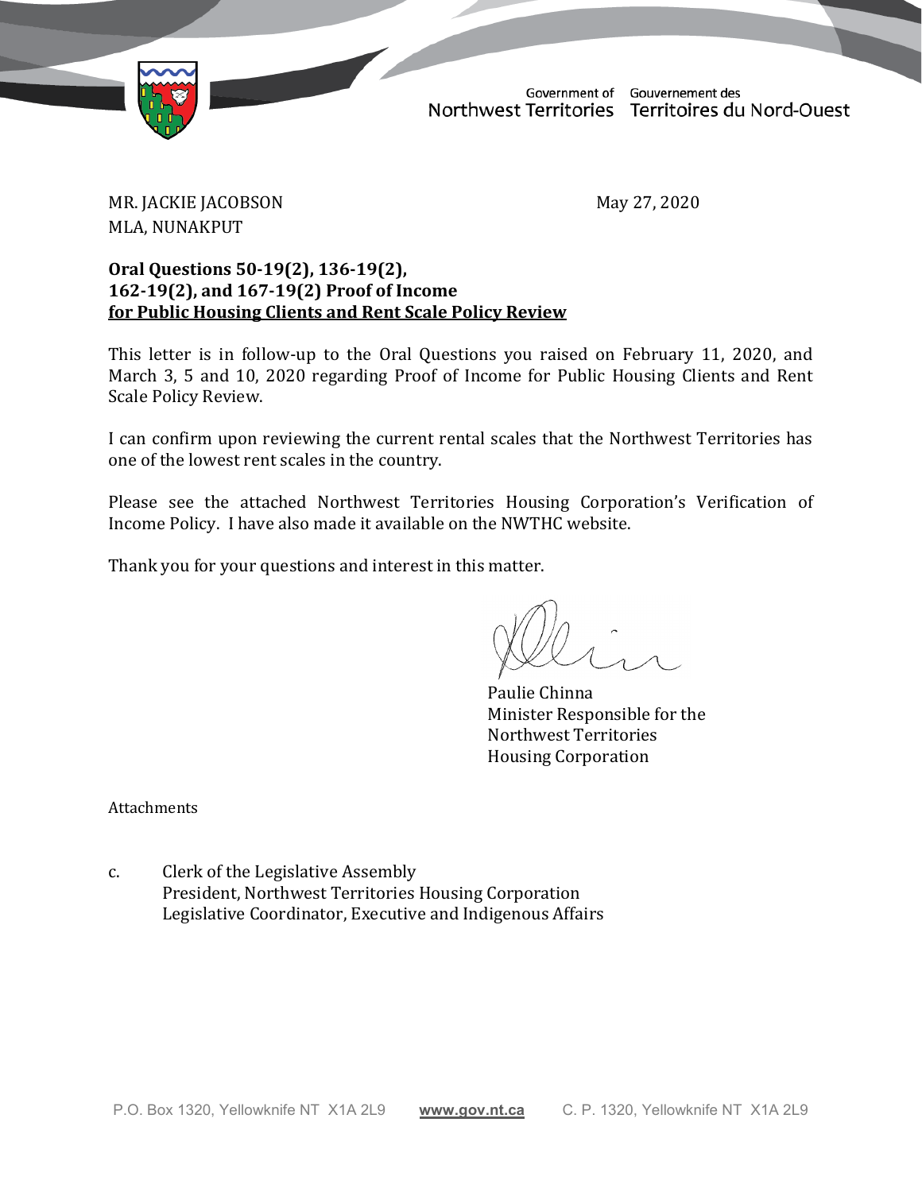Government of Northwest Territories | Gouvernement des Territoires du Nord-Ouest

MR. JACKIE JACOBSON
MLA, NUNAKPUT

May 27, 2020

**Oral Questions 50-19(2), 136-19(2), 162-19(2), and 167-19(2) Proof of Income for Public Housing Clients and Rent Scale Policy Review**

This letter is in follow-up to the Oral Questions you raised on February 11, 2020, and March 3, 5 and 10, 2020 regarding Proof of Income for Public Housing Clients and Rent Scale Policy Review.

I can confirm upon reviewing the current rental scales that the Northwest Territories has one of the lowest rent scales in the country.

Please see the attached Northwest Territories Housing Corporation's Verification of Income Policy. I have also made it available on the NWTHC website.

Thank you for your questions and interest in this matter.

Paulie Chinna
Minister Responsible for the
Northwest Territories
Housing Corporation

Attachments

c. Clerk of the Legislative Assembly
President, Northwest Territories Housing Corporation
Legislative Coordinator, Executive and Indigenous Affairs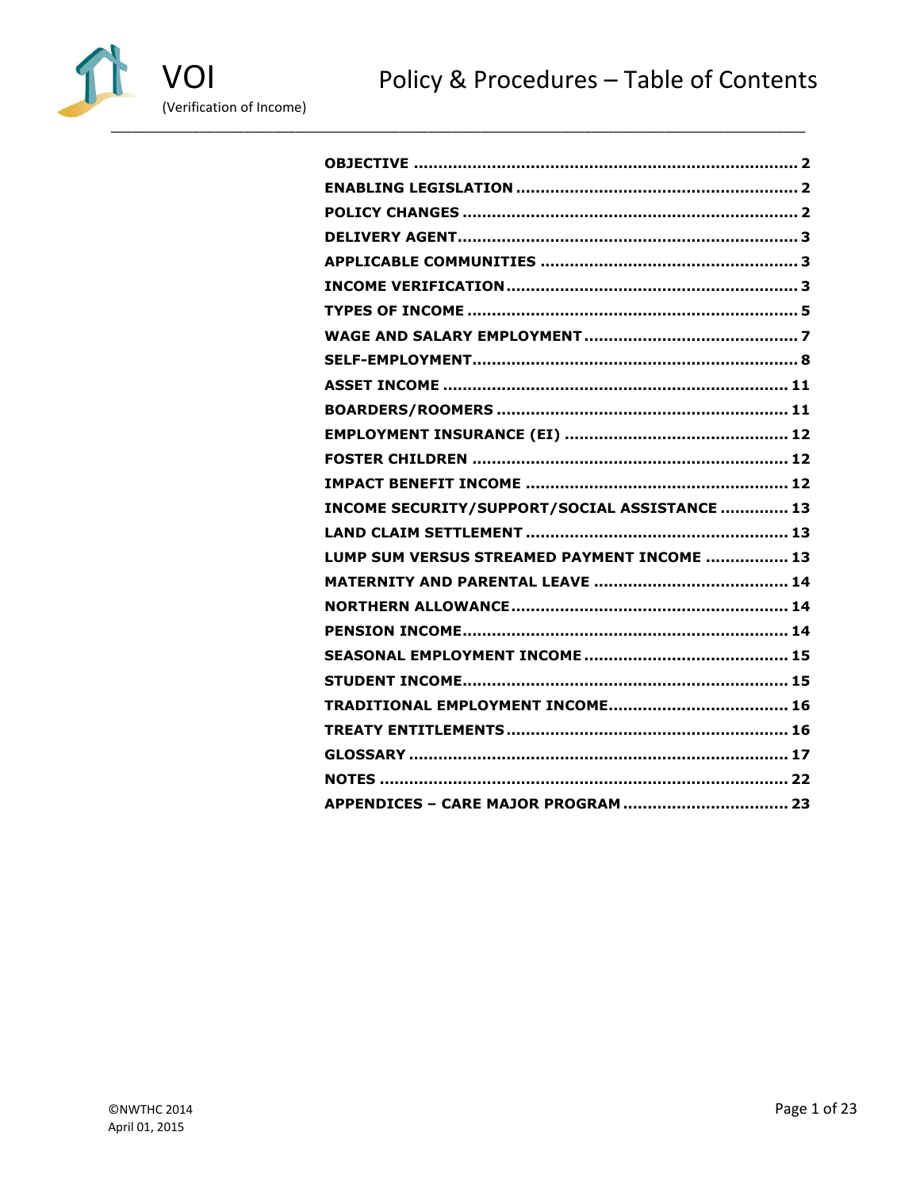# VOI

(Verification of Income)

## Policy & Procedures – Table of Contents

| Section | Page |
|---|---|
| **OBJECTIVE** | **2** |
| **ENABLING LEGISLATION** | **2** |
| **POLICY CHANGES** | **2** |
| **DELIVERY AGENT** | **3** |
| **APPLICABLE COMMUNITIES** | **3** |
| **INCOME VERIFICATION** | **3** |
| **TYPES OF INCOME** | **5** |
| **WAGE AND SALARY EMPLOYMENT** | **7** |
| **SELF-EMPLOYMENT** | **8** |
| **ASSET INCOME** | **11** |
| **BOARDERS/ROOMERS** | **11** |
| **EMPLOYMENT INSURANCE (EI)** | **12** |
| **FOSTER CHILDREN** | **12** |
| **IMPACT BENEFIT INCOME** | **12** |
| **INCOME SECURITY/SUPPORT/SOCIAL ASSISTANCE** | **13** |
| **LAND CLAIM SETTLEMENT** | **13** |
| **LUMP SUM VERSUS STREAMED PAYMENT INCOME** | **13** |
| **MATERNITY AND PARENTAL LEAVE** | **14** |
| **NORTHERN ALLOWANCE** | **14** |
| **PENSION INCOME** | **14** |
| **SEASONAL EMPLOYMENT INCOME** | **15** |
| **STUDENT INCOME** | **15** |
| **TRADITIONAL EMPLOYMENT INCOME** | **16** |
| **TREATY ENTITLEMENTS** | **16** |
| **GLOSSARY** | **17** |
| **NOTES** | **22** |
| **APPENDICES – CARE MAJOR PROGRAM** | **23** |

©NWTHC 2014
April 01, 2015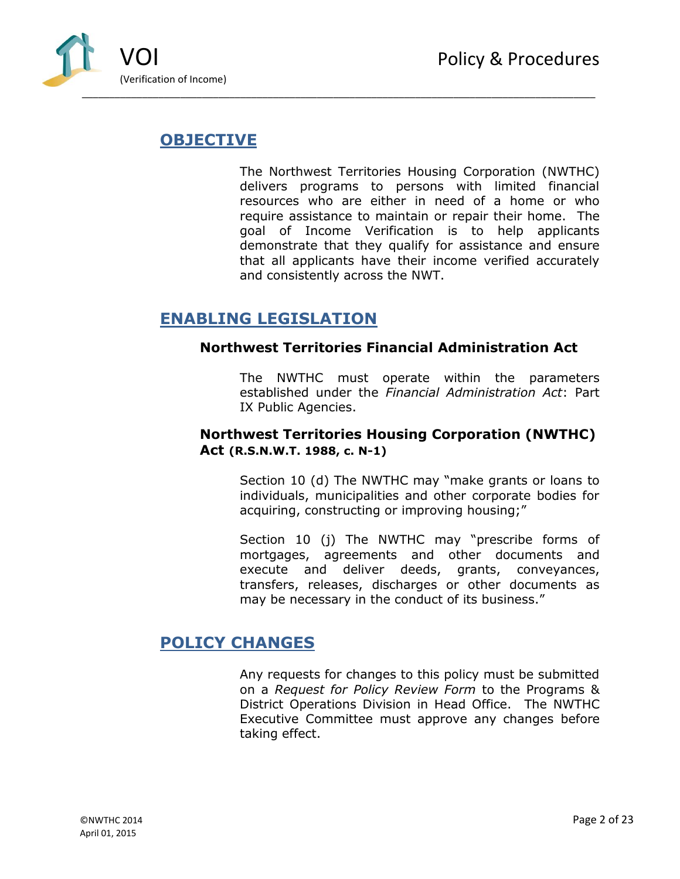## OBJECTIVE

The Northwest Territories Housing Corporation (NWTHC) delivers programs to persons with limited financial resources who are either in need of a home or who require assistance to maintain or repair their home. The goal of Income Verification is to help applicants demonstrate that they qualify for assistance and ensure that all applicants have their income verified accurately and consistently across the NWT.

## ENABLING LEGISLATION

### Northwest Territories Financial Administration Act

The NWTHC must operate within the parameters established under the *Financial Administration Act*: Part IX Public Agencies.

### Northwest Territories Housing Corporation (NWTHC) Act (R.S.N.W.T. 1988, c. N-1)

Section 10 (d) The NWTHC may "make grants or loans to individuals, municipalities and other corporate bodies for acquiring, constructing or improving housing;"

Section 10 (j) The NWTHC may "prescribe forms of mortgages, agreements and other documents and execute and deliver deeds, grants, conveyances, transfers, releases, discharges or other documents as may be necessary in the conduct of its business."

## POLICY CHANGES

Any requests for changes to this policy must be submitted on a *Request for Policy Review Form* to the Programs & District Operations Division in Head Office. The NWTHC Executive Committee must approve any changes before taking effect.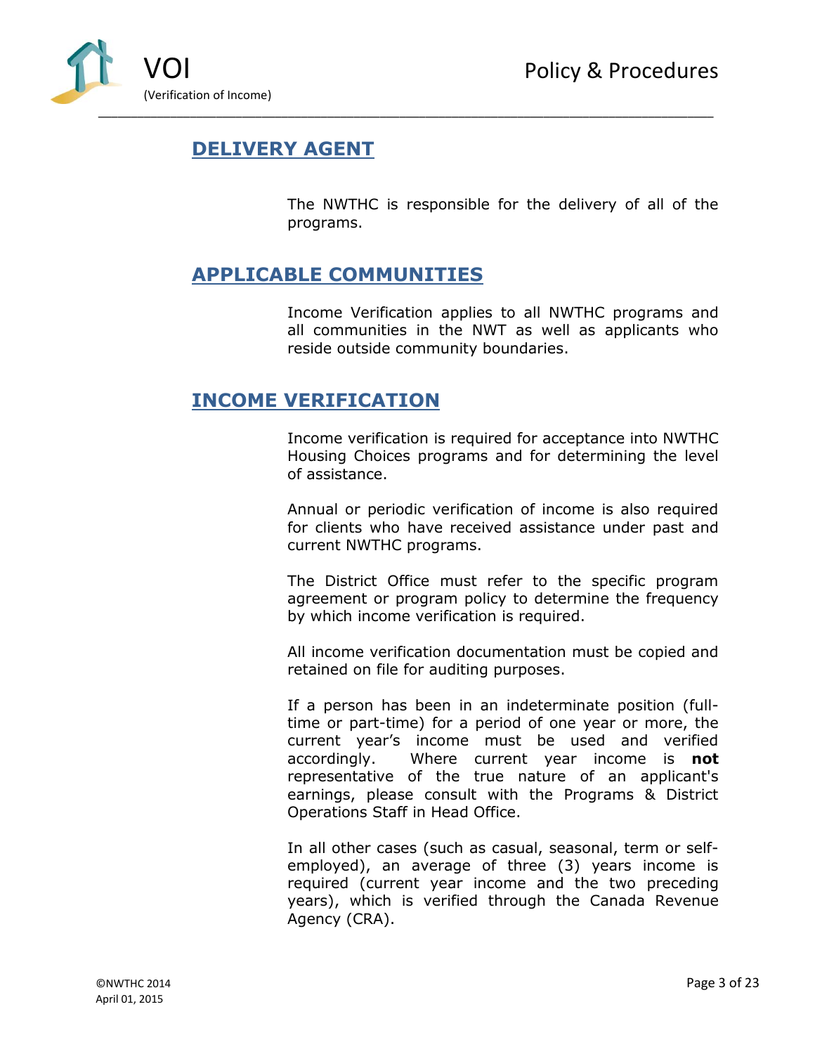## DELIVERY AGENT

The NWTHC is responsible for the delivery of all of the programs.

## APPLICABLE COMMUNITIES

Income Verification applies to all NWTHC programs and all communities in the NWT as well as applicants who reside outside community boundaries.

## INCOME VERIFICATION

Income verification is required for acceptance into NWTHC Housing Choices programs and for determining the level of assistance.

Annual or periodic verification of income is also required for clients who have received assistance under past and current NWTHC programs.

The District Office must refer to the specific program agreement or program policy to determine the frequency by which income verification is required.

All income verification documentation must be copied and retained on file for auditing purposes.

If a person has been in an indeterminate position (full-time or part-time) for a period of one year or more, the current year's income must be used and verified accordingly. Where current year income is **not** representative of the true nature of an applicant's earnings, please consult with the Programs & District Operations Staff in Head Office.

In all other cases (such as casual, seasonal, term or self-employed), an average of three (3) years income is required (current year income and the two preceding years), which is verified through the Canada Revenue Agency (CRA).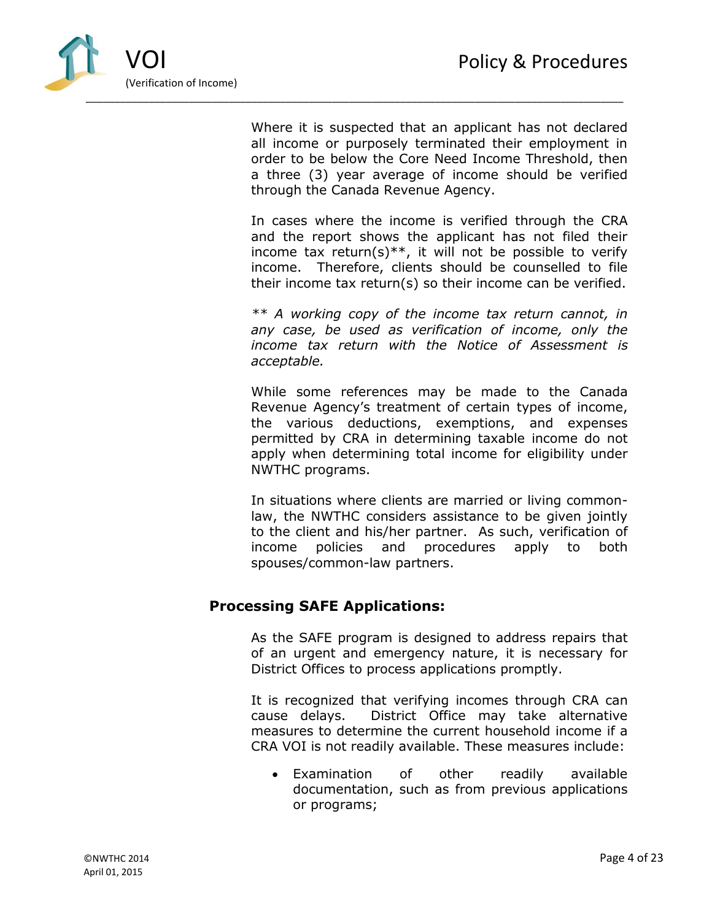Where it is suspected that an applicant has not declared all income or purposely terminated their employment in order to be below the Core Need Income Threshold, then a three (3) year average of income should be verified through the Canada Revenue Agency.

In cases where the income is verified through the CRA and the report shows the applicant has not filed their income tax return(s)**, it will not be possible to verify income. Therefore, clients should be counselled to file their income tax return(s) so their income can be verified.

*** A working copy of the income tax return cannot, in any case, be used as verification of income, only the income tax return with the Notice of Assessment is acceptable.*

While some references may be made to the Canada Revenue Agency's treatment of certain types of income, the various deductions, exemptions, and expenses permitted by CRA in determining taxable income do not apply when determining total income for eligibility under NWTHC programs.

In situations where clients are married or living common-law, the NWTHC considers assistance to be given jointly to the client and his/her partner. As such, verification of income policies and procedures apply to both spouses/common-law partners.

## Processing SAFE Applications:

As the SAFE program is designed to address repairs that of an urgent and emergency nature, it is necessary for District Offices to process applications promptly.

It is recognized that verifying incomes through CRA can cause delays. District Office may take alternative measures to determine the current household income if a CRA VOI is not readily available. These measures include:

- Examination of other readily available documentation, such as from previous applications or programs;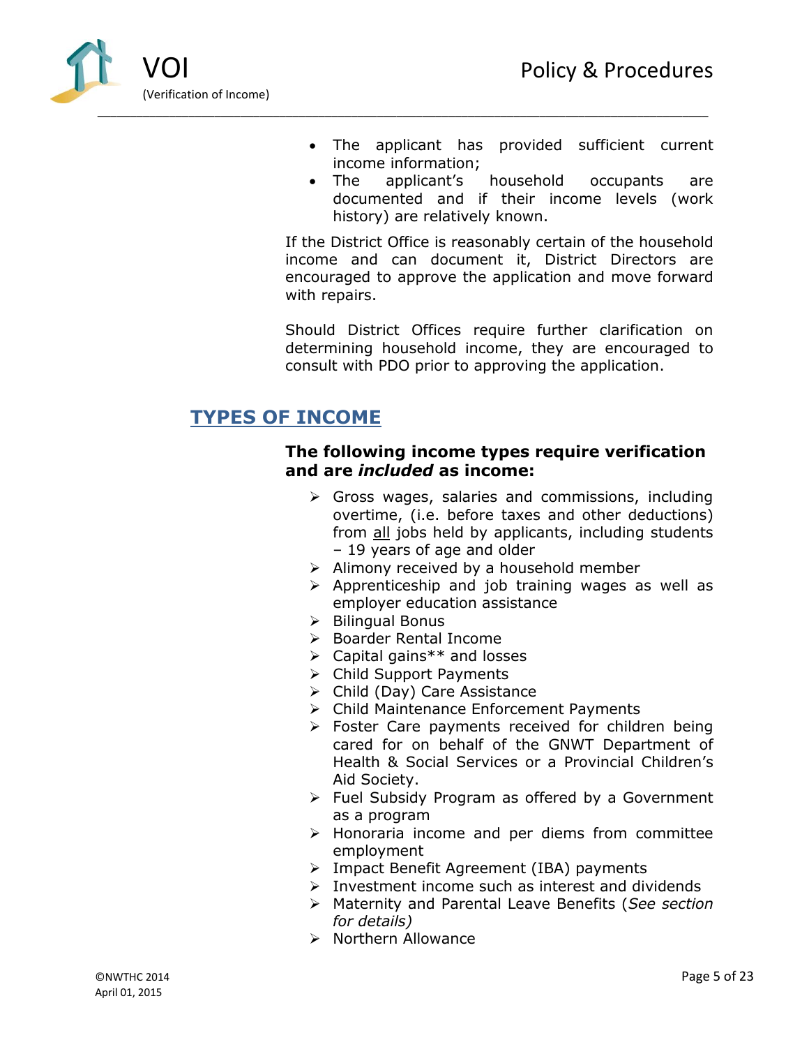- The applicant has provided sufficient current income information;
- The applicant's household occupants are documented and if their income levels (work history) are relatively known.

If the District Office is reasonably certain of the household income and can document it, District Directors are encouraged to approve the application and move forward with repairs.

Should District Offices require further clarification on determining household income, they are encouraged to consult with PDO prior to approving the application.

## TYPES OF INCOME

### The following income types require verification and are *included* as income:

- Gross wages, salaries and commissions, including overtime, (i.e. before taxes and other deductions) from all jobs held by applicants, including students – 19 years of age and older
- Alimony received by a household member
- Apprenticeship and job training wages as well as employer education assistance
- Bilingual Bonus
- Boarder Rental Income
- Capital gains** and losses
- Child Support Payments
- Child (Day) Care Assistance
- Child Maintenance Enforcement Payments
- Foster Care payments received for children being cared for on behalf of the GNWT Department of Health & Social Services or a Provincial Children's Aid Society.
- Fuel Subsidy Program as offered by a Government as a program
- Honoraria income and per diems from committee employment
- Impact Benefit Agreement (IBA) payments
- Investment income such as interest and dividends
- Maternity and Parental Leave Benefits (*See section for details)*
- Northern Allowance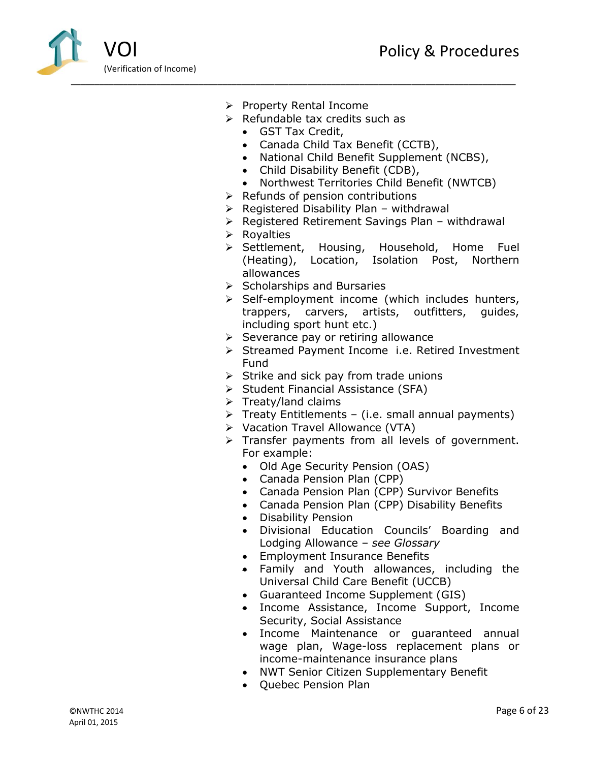- Property Rental Income
- Refundable tax credits such as
    - GST Tax Credit,
    - Canada Child Tax Benefit (CCTB),
    - National Child Benefit Supplement (NCBS),
    - Child Disability Benefit (CDB),
    - Northwest Territories Child Benefit (NWTCB)
- Refunds of pension contributions
- Registered Disability Plan – withdrawal
- Registered Retirement Savings Plan – withdrawal
- Royalties
- Settlement, Housing, Household, Home Fuel (Heating), Location, Isolation Post, Northern allowances
- Scholarships and Bursaries
- Self-employment income (which includes hunters, trappers, carvers, artists, outfitters, guides, including sport hunt etc.)
- Severance pay or retiring allowance
- Streamed Payment Income i.e. Retired Investment Fund
- Strike and sick pay from trade unions
- Student Financial Assistance (SFA)
- Treaty/land claims
- Treaty Entitlements – (i.e. small annual payments)
- Vacation Travel Allowance (VTA)
- Transfer payments from all levels of government. For example:
    - Old Age Security Pension (OAS)
    - Canada Pension Plan (CPP)
    - Canada Pension Plan (CPP) Survivor Benefits
    - Canada Pension Plan (CPP) Disability Benefits
    - Disability Pension
    - Divisional Education Councils' Boarding and Lodging Allowance – *see Glossary*
    - Employment Insurance Benefits
    - Family and Youth allowances, including the Universal Child Care Benefit (UCCB)
    - Guaranteed Income Supplement (GIS)
    - Income Assistance, Income Support, Income Security, Social Assistance
    - Income Maintenance or guaranteed annual wage plan, Wage-loss replacement plans or income-maintenance insurance plans
    - NWT Senior Citizen Supplementary Benefit
    - Quebec Pension Plan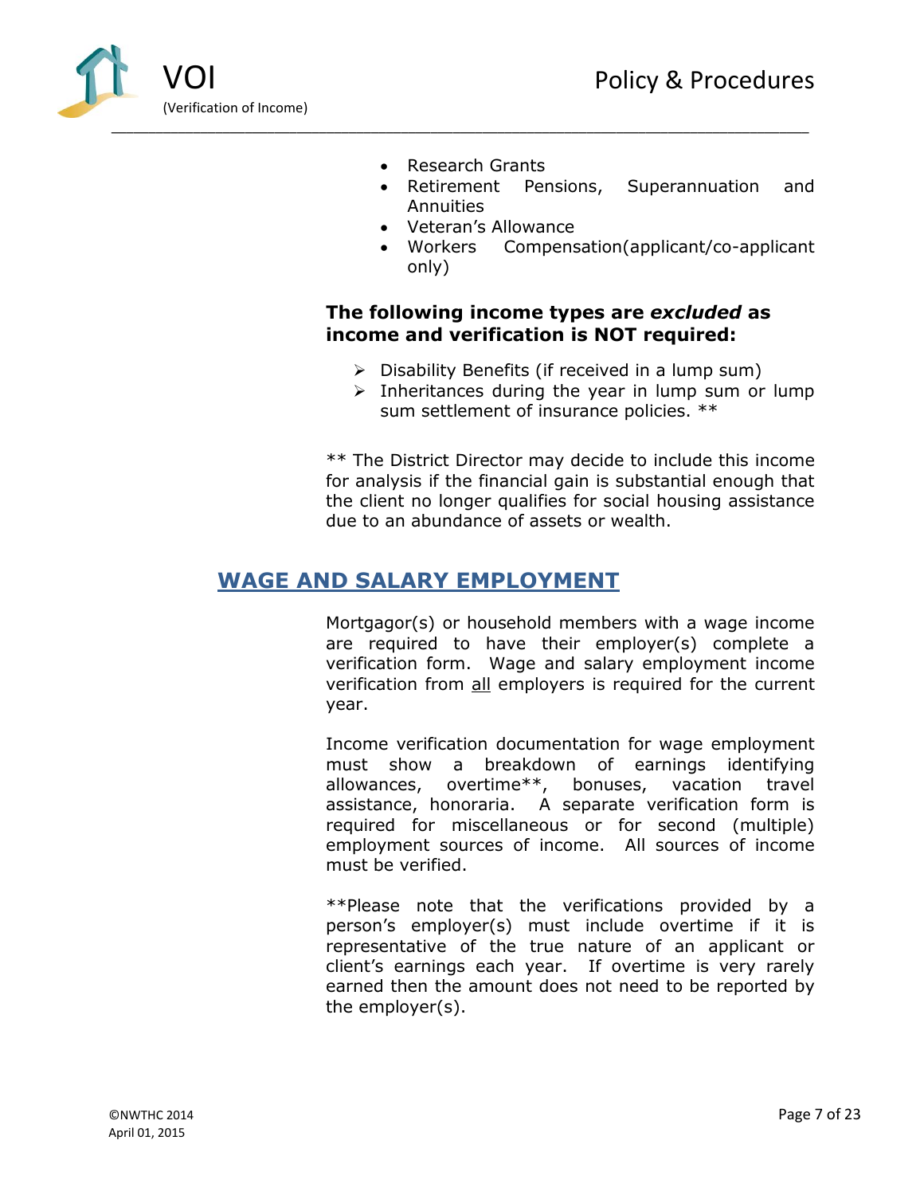- Research Grants
- Retirement Pensions, Superannuation and Annuities
- Veteran's Allowance
- Workers Compensation(applicant/co-applicant only)

**The following income types are *excluded* as income and verification is NOT required:**

- Disability Benefits (if received in a lump sum)
- Inheritances during the year in lump sum or lump sum settlement of insurance policies. **

** The District Director may decide to include this income for analysis if the financial gain is substantial enough that the client no longer qualifies for social housing assistance due to an abundance of assets or wealth.

## WAGE AND SALARY EMPLOYMENT

Mortgagor(s) or household members with a wage income are required to have their employer(s) complete a verification form. Wage and salary employment income verification from <u>all</u> employers is required for the current year.

Income verification documentation for wage employment must show a breakdown of earnings identifying allowances, overtime**, bonuses, vacation travel assistance, honoraria. A separate verification form is required for miscellaneous or for second (multiple) employment sources of income. All sources of income must be verified.

**Please note that the verifications provided by a person's employer(s) must include overtime if it is representative of the true nature of an applicant or client's earnings each year. If overtime is very rarely earned then the amount does not need to be reported by the employer(s).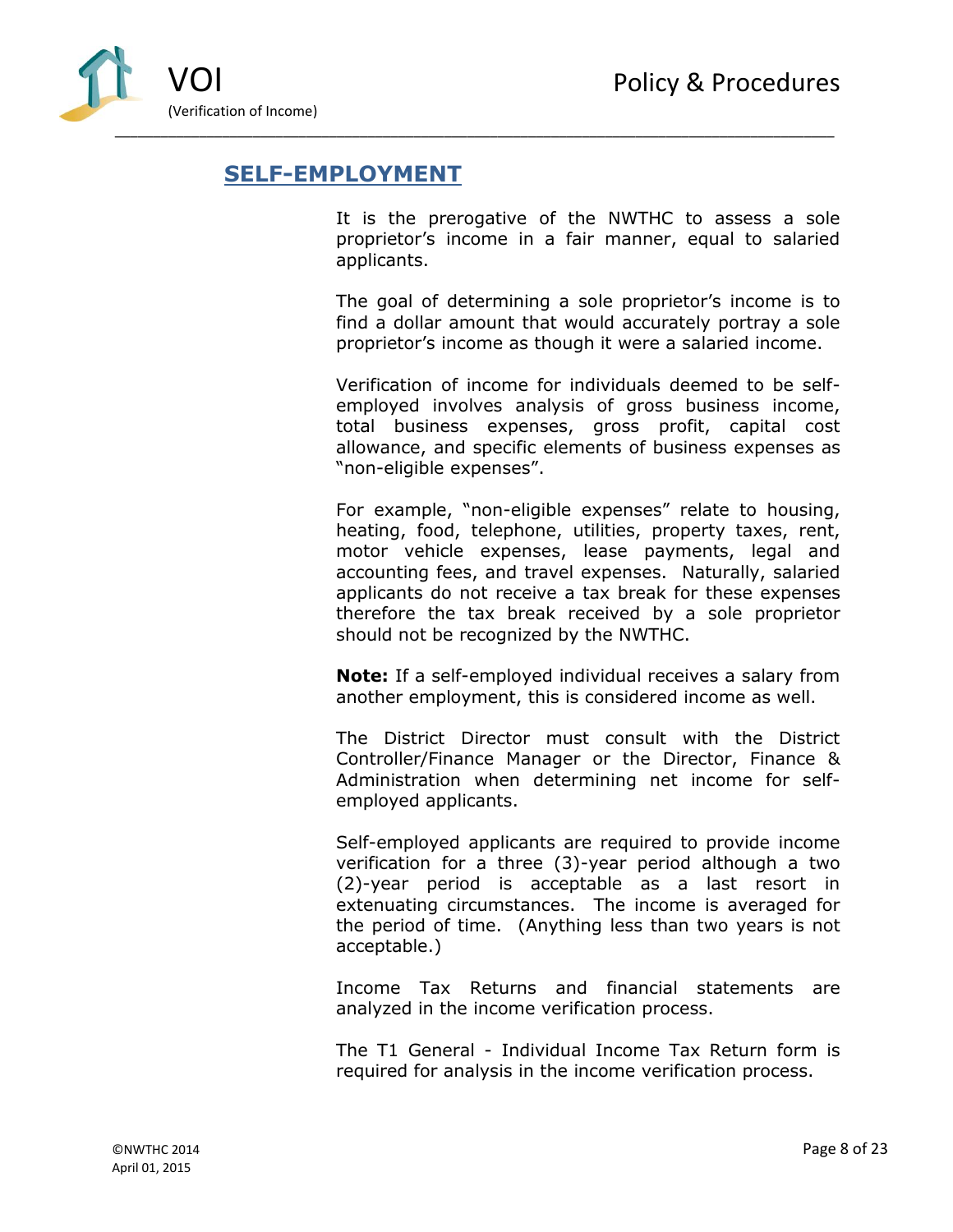## SELF-EMPLOYMENT

It is the prerogative of the NWTHC to assess a sole proprietor's income in a fair manner, equal to salaried applicants.

The goal of determining a sole proprietor's income is to find a dollar amount that would accurately portray a sole proprietor's income as though it were a salaried income.

Verification of income for individuals deemed to be self-employed involves analysis of gross business income, total business expenses, gross profit, capital cost allowance, and specific elements of business expenses as "non-eligible expenses".

For example, "non-eligible expenses" relate to housing, heating, food, telephone, utilities, property taxes, rent, motor vehicle expenses, lease payments, legal and accounting fees, and travel expenses. Naturally, salaried applicants do not receive a tax break for these expenses therefore the tax break received by a sole proprietor should not be recognized by the NWTHC.

**Note:** If a self-employed individual receives a salary from another employment, this is considered income as well.

The District Director must consult with the District Controller/Finance Manager or the Director, Finance & Administration when determining net income for self-employed applicants.

Self-employed applicants are required to provide income verification for a three (3)-year period although a two (2)-year period is acceptable as a last resort in extenuating circumstances. The income is averaged for the period of time. (Anything less than two years is not acceptable.)

Income Tax Returns and financial statements are analyzed in the income verification process.

The T1 General - Individual Income Tax Return form is required for analysis in the income verification process.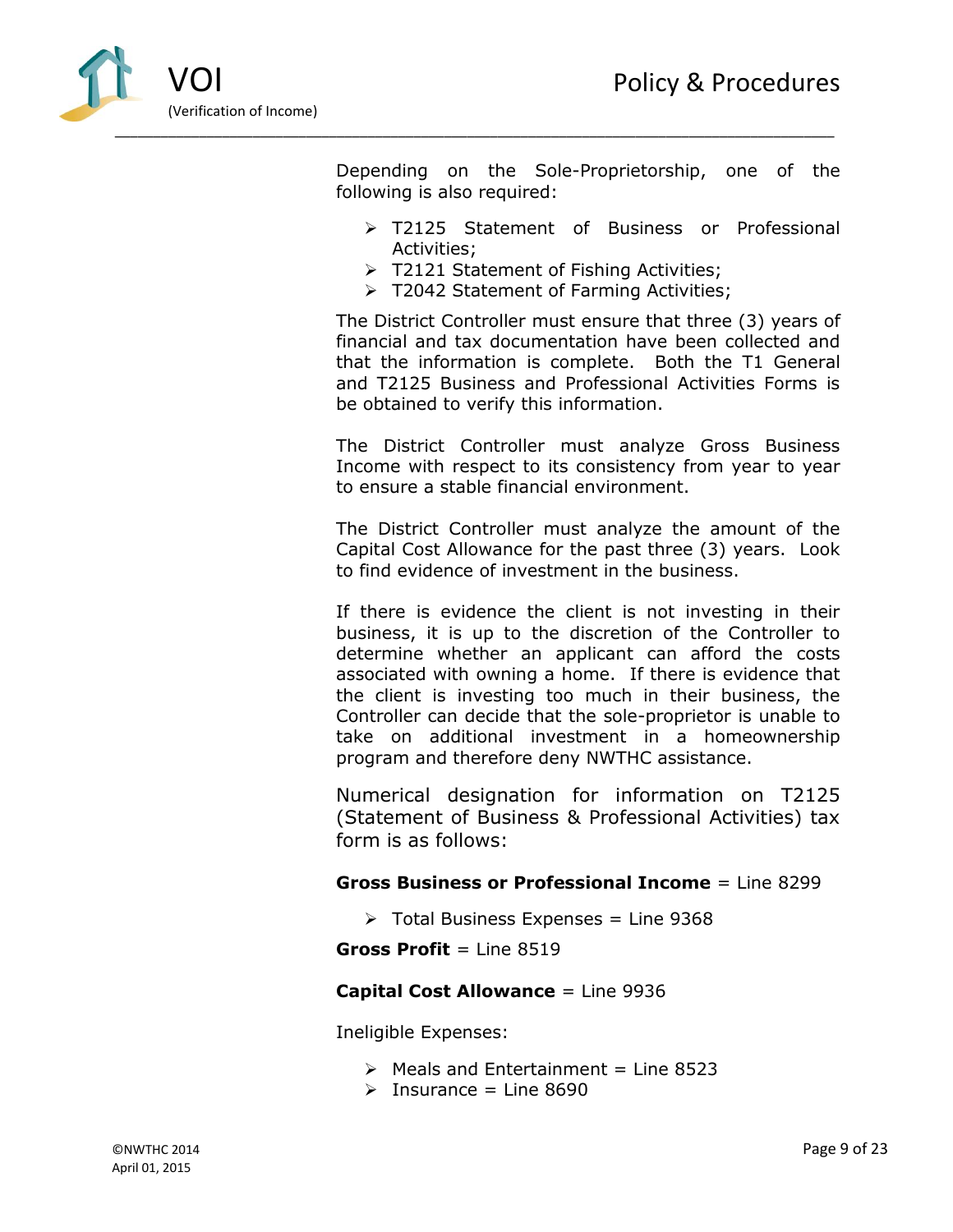Depending on the Sole-Proprietorship, one of the following is also required:

- T2125 Statement of Business or Professional Activities;
- T2121 Statement of Fishing Activities;
- T2042 Statement of Farming Activities;

The District Controller must ensure that three (3) years of financial and tax documentation have been collected and that the information is complete. Both the T1 General and T2125 Business and Professional Activities Forms is be obtained to verify this information.

The District Controller must analyze Gross Business Income with respect to its consistency from year to year to ensure a stable financial environment.

The District Controller must analyze the amount of the Capital Cost Allowance for the past three (3) years. Look to find evidence of investment in the business.

If there is evidence the client is not investing in their business, it is up to the discretion of the Controller to determine whether an applicant can afford the costs associated with owning a home. If there is evidence that the client is investing too much in their business, the Controller can decide that the sole-proprietor is unable to take on additional investment in a homeownership program and therefore deny NWTHC assistance.

Numerical designation for information on T2125 (Statement of Business & Professional Activities) tax form is as follows:

**Gross Business or Professional Income** = Line 8299

- Total Business Expenses = Line 9368

**Gross Profit** = Line 8519

**Capital Cost Allowance** = Line 9936

Ineligible Expenses:

- Meals and Entertainment = Line 8523
- Insurance = Line 8690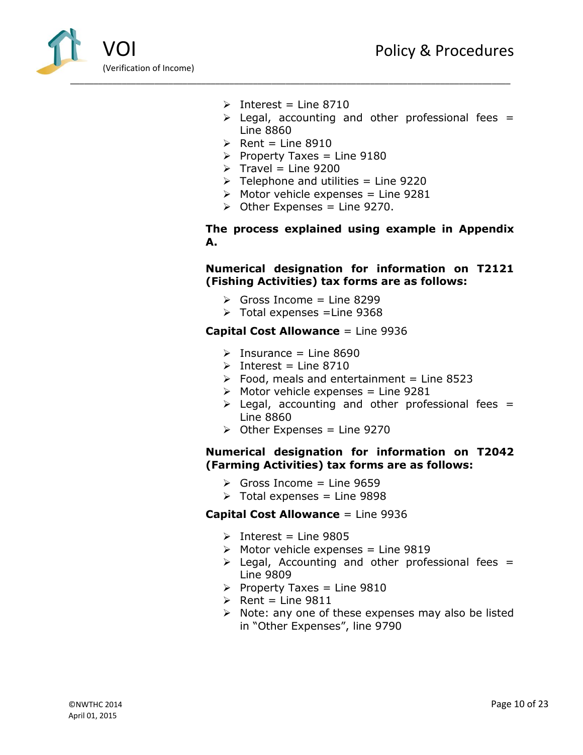- Interest = Line 8710
- Legal, accounting and other professional fees = Line 8860
- Rent = Line 8910
- Property Taxes = Line 9180
- Travel = Line 9200
- Telephone and utilities = Line 9220
- Motor vehicle expenses = Line 9281
- Other Expenses = Line 9270.

**The process explained using example in Appendix A.**

**Numerical designation for information on T2121 (Fishing Activities) tax forms are as follows:**

- Gross Income = Line 8299
- Total expenses =Line 9368

**Capital Cost Allowance** = Line 9936

- Insurance = Line 8690
- Interest = Line 8710
- Food, meals and entertainment = Line 8523
- Motor vehicle expenses = Line 9281
- Legal, accounting and other professional fees = Line 8860
- Other Expenses = Line 9270

**Numerical designation for information on T2042 (Farming Activities) tax forms are as follows:**

- Gross Income = Line 9659
- Total expenses = Line 9898

**Capital Cost Allowance** = Line 9936

- Interest = Line 9805
- Motor vehicle expenses = Line 9819
- Legal, Accounting and other professional fees = Line 9809
- Property Taxes = Line 9810
- Rent = Line 9811
- Note: any one of these expenses may also be listed in "Other Expenses", line 9790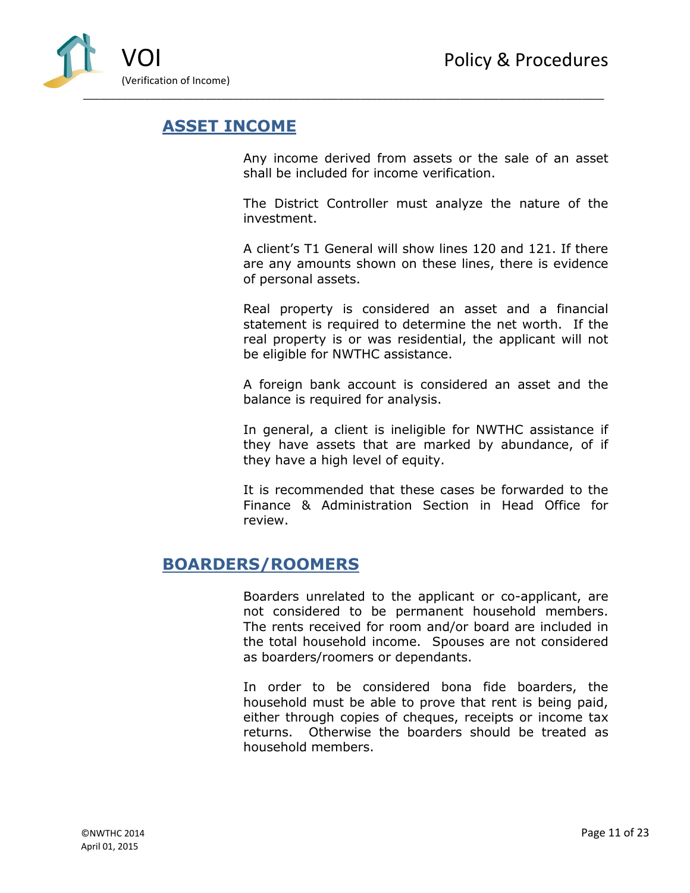## ASSET INCOME

Any income derived from assets or the sale of an asset shall be included for income verification.

The District Controller must analyze the nature of the investment.

A client's T1 General will show lines 120 and 121. If there are any amounts shown on these lines, there is evidence of personal assets.

Real property is considered an asset and a financial statement is required to determine the net worth. If the real property is or was residential, the applicant will not be eligible for NWTHC assistance.

A foreign bank account is considered an asset and the balance is required for analysis.

In general, a client is ineligible for NWTHC assistance if they have assets that are marked by abundance, of if they have a high level of equity.

It is recommended that these cases be forwarded to the Finance & Administration Section in Head Office for review.

## BOARDERS/ROOMERS

Boarders unrelated to the applicant or co-applicant, are not considered to be permanent household members. The rents received for room and/or board are included in the total household income. Spouses are not considered as boarders/roomers or dependants.

In order to be considered bona fide boarders, the household must be able to prove that rent is being paid, either through copies of cheques, receipts or income tax returns. Otherwise the boarders should be treated as household members.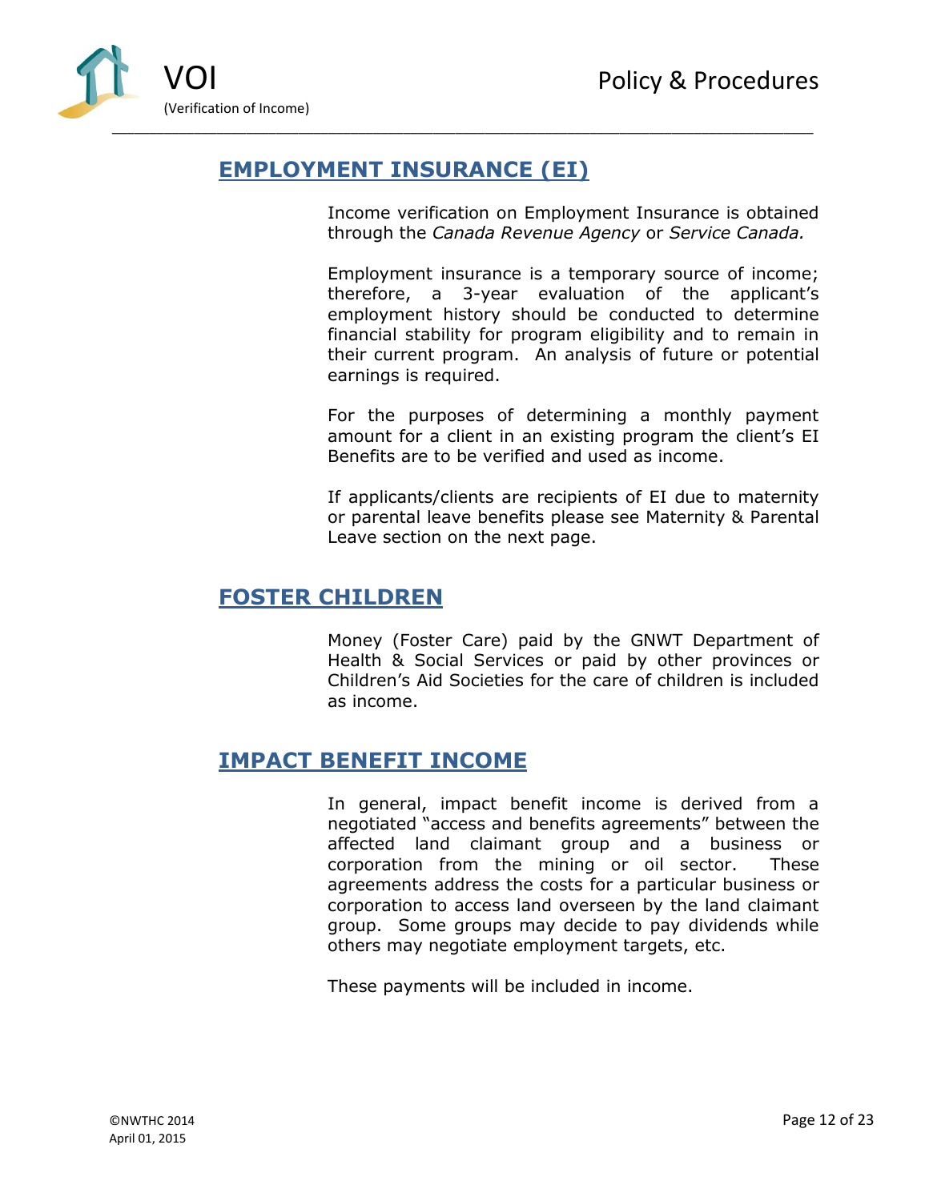## EMPLOYMENT INSURANCE (EI)

Income verification on Employment Insurance is obtained through the *Canada Revenue Agency* or *Service Canada.*

Employment insurance is a temporary source of income; therefore, a 3-year evaluation of the applicant's employment history should be conducted to determine financial stability for program eligibility and to remain in their current program. An analysis of future or potential earnings is required.

For the purposes of determining a monthly payment amount for a client in an existing program the client's EI Benefits are to be verified and used as income.

If applicants/clients are recipients of EI due to maternity or parental leave benefits please see Maternity & Parental Leave section on the next page.

## FOSTER CHILDREN

Money (Foster Care) paid by the GNWT Department of Health & Social Services or paid by other provinces or Children's Aid Societies for the care of children is included as income.

## IMPACT BENEFIT INCOME

In general, impact benefit income is derived from a negotiated "access and benefits agreements" between the affected land claimant group and a business or corporation from the mining or oil sector. These agreements address the costs for a particular business or corporation to access land overseen by the land claimant group. Some groups may decide to pay dividends while others may negotiate employment targets, etc.

These payments will be included in income.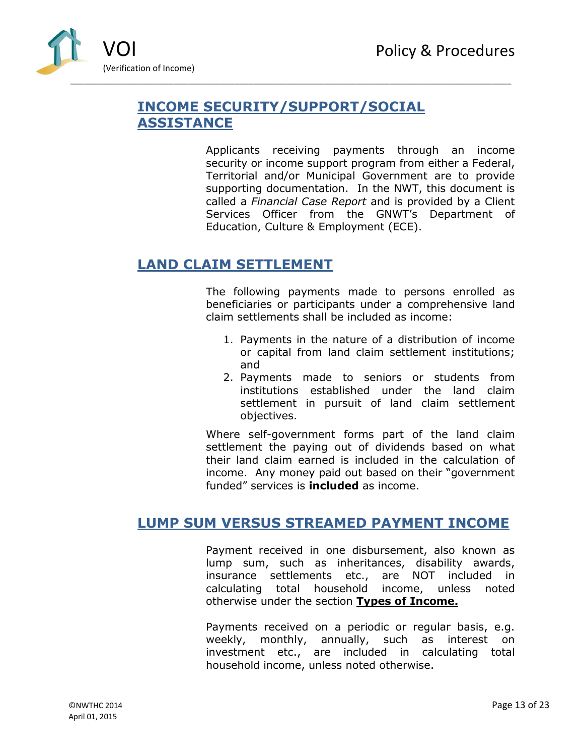## INCOME SECURITY/SUPPORT/SOCIAL ASSISTANCE

Applicants receiving payments through an income security or income support program from either a Federal, Territorial and/or Municipal Government are to provide supporting documentation. In the NWT, this document is called a *Financial Case Report* and is provided by a Client Services Officer from the GNWT's Department of Education, Culture & Employment (ECE).

## LAND CLAIM SETTLEMENT

The following payments made to persons enrolled as beneficiaries or participants under a comprehensive land claim settlements shall be included as income:

1. Payments in the nature of a distribution of income or capital from land claim settlement institutions; and
2. Payments made to seniors or students from institutions established under the land claim settlement in pursuit of land claim settlement objectives.

Where self-government forms part of the land claim settlement the paying out of dividends based on what their land claim earned is included in the calculation of income. Any money paid out based on their "government funded" services is **included** as income.

## LUMP SUM VERSUS STREAMED PAYMENT INCOME

Payment received in one disbursement, also known as lump sum, such as inheritances, disability awards, insurance settlements etc., are NOT included in calculating total household income, unless noted otherwise under the section **Types of Income.**

Payments received on a periodic or regular basis, e.g. weekly, monthly, annually, such as interest on investment etc., are included in calculating total household income, unless noted otherwise.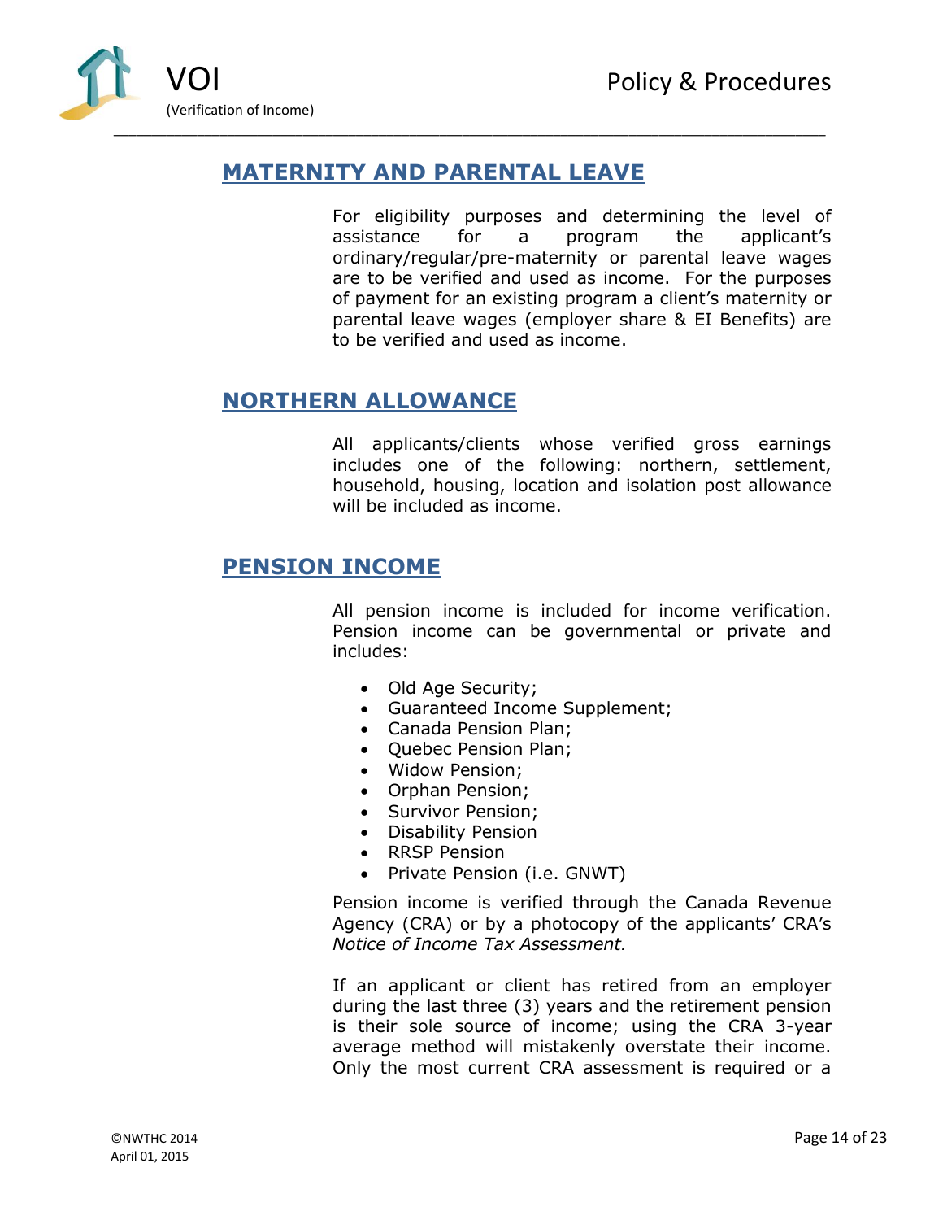## MATERNITY AND PARENTAL LEAVE

For eligibility purposes and determining the level of assistance for a program the applicant's ordinary/regular/pre-maternity or parental leave wages are to be verified and used as income. For the purposes of payment for an existing program a client's maternity or parental leave wages (employer share & EI Benefits) are to be verified and used as income.

## NORTHERN ALLOWANCE

All applicants/clients whose verified gross earnings includes one of the following: northern, settlement, household, housing, location and isolation post allowance will be included as income.

## PENSION INCOME

All pension income is included for income verification. Pension income can be governmental or private and includes:

- Old Age Security;
- Guaranteed Income Supplement;
- Canada Pension Plan;
- Quebec Pension Plan;
- Widow Pension;
- Orphan Pension;
- Survivor Pension;
- Disability Pension
- RRSP Pension
- Private Pension (i.e. GNWT)

Pension income is verified through the Canada Revenue Agency (CRA) or by a photocopy of the applicants' CRA's *Notice of Income Tax Assessment.*

If an applicant or client has retired from an employer during the last three (3) years and the retirement pension is their sole source of income; using the CRA 3-year average method will mistakenly overstate their income. Only the most current CRA assessment is required or a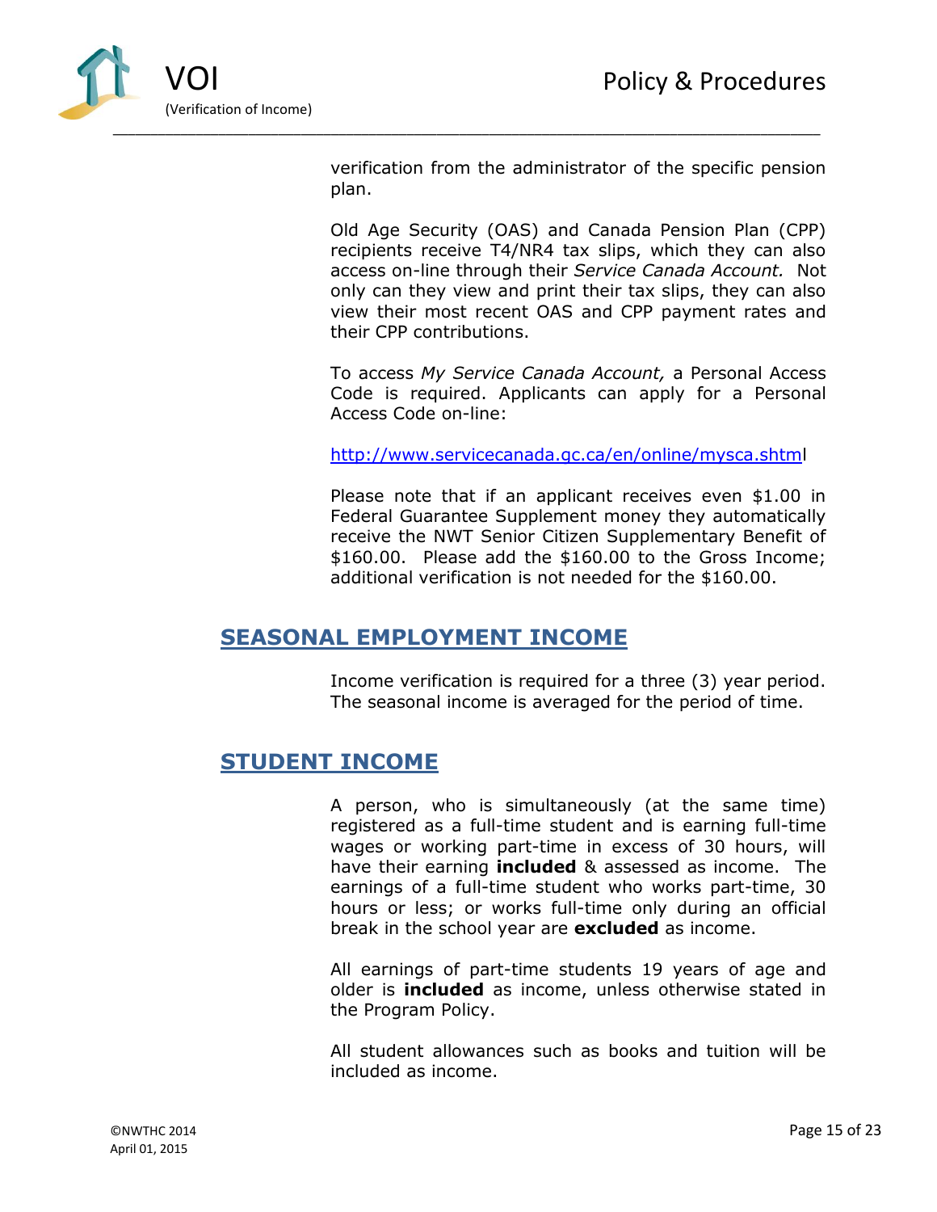verification from the administrator of the specific pension plan.

Old Age Security (OAS) and Canada Pension Plan (CPP) recipients receive T4/NR4 tax slips, which they can also access on-line through their *Service Canada Account.* Not only can they view and print their tax slips, they can also view their most recent OAS and CPP payment rates and their CPP contributions.

To access *My Service Canada Account,* a Personal Access Code is required. Applicants can apply for a Personal Access Code on-line:

http://www.servicecanada.gc.ca/en/online/mysca.shtml

Please note that if an applicant receives even $1.00 in Federal Guarantee Supplement money they automatically receive the NWT Senior Citizen Supplementary Benefit of $160.00. Please add the $160.00 to the Gross Income; additional verification is not needed for the $160.00.

## SEASONAL EMPLOYMENT INCOME

Income verification is required for a three (3) year period. The seasonal income is averaged for the period of time.

## STUDENT INCOME

A person, who is simultaneously (at the same time) registered as a full-time student and is earning full-time wages or working part-time in excess of 30 hours, will have their earning **included** & assessed as income. The earnings of a full-time student who works part-time, 30 hours or less; or works full-time only during an official break in the school year are **excluded** as income.

All earnings of part-time students 19 years of age and older is **included** as income, unless otherwise stated in the Program Policy.

All student allowances such as books and tuition will be included as income.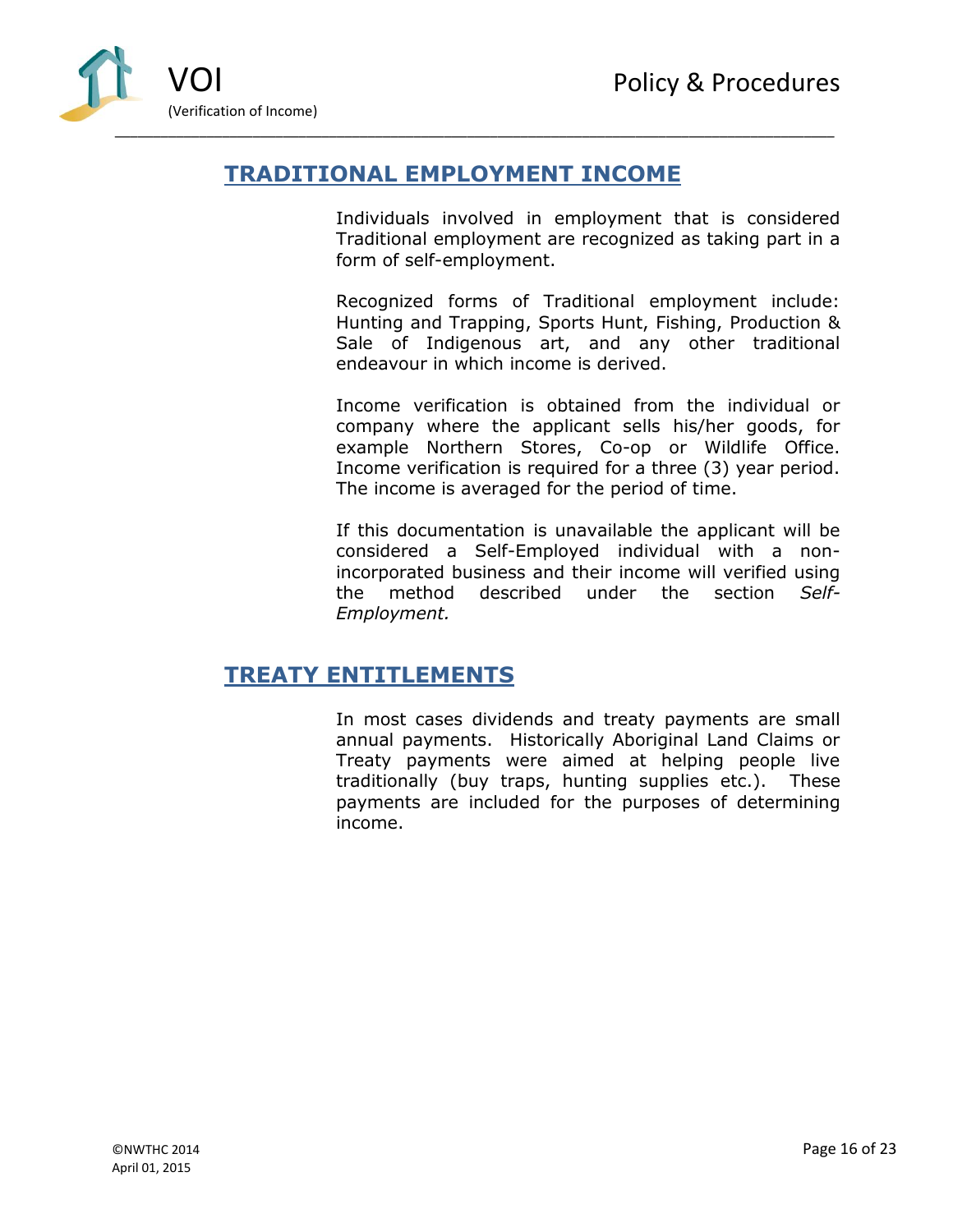## TRADITIONAL EMPLOYMENT INCOME

Individuals involved in employment that is considered Traditional employment are recognized as taking part in a form of self-employment.

Recognized forms of Traditional employment include: Hunting and Trapping, Sports Hunt, Fishing, Production & Sale of Indigenous art, and any other traditional endeavour in which income is derived.

Income verification is obtained from the individual or company where the applicant sells his/her goods, for example Northern Stores, Co-op or Wildlife Office. Income verification is required for a three (3) year period. The income is averaged for the period of time.

If this documentation is unavailable the applicant will be considered a Self-Employed individual with a non-incorporated business and their income will verified using the method described under the section *Self-Employment.*

## TREATY ENTITLEMENTS

In most cases dividends and treaty payments are small annual payments. Historically Aboriginal Land Claims or Treaty payments were aimed at helping people live traditionally (buy traps, hunting supplies etc.). These payments are included for the purposes of determining income.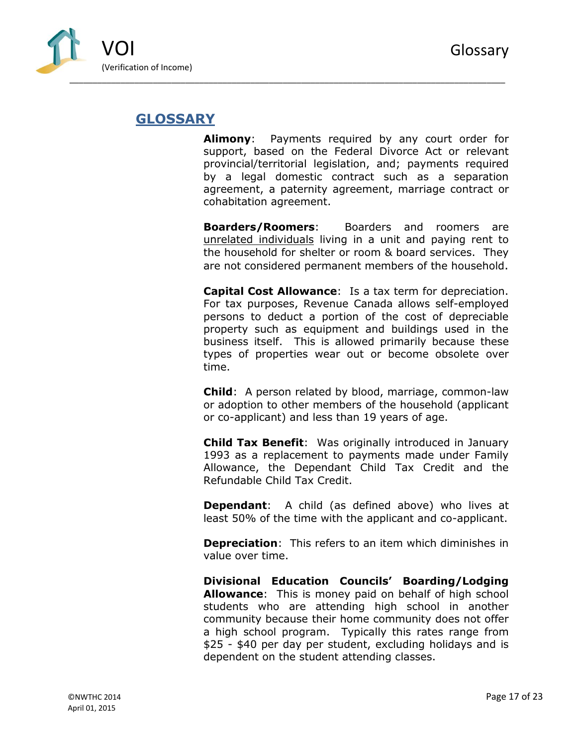## GLOSSARY

**Alimony**: Payments required by any court order for support, based on the Federal Divorce Act or relevant provincial/territorial legislation, and; payments required by a legal domestic contract such as a separation agreement, a paternity agreement, marriage contract or cohabitation agreement.

**Boarders/Roomers**: Boarders and roomers are unrelated individuals living in a unit and paying rent to the household for shelter or room & board services. They are not considered permanent members of the household.

**Capital Cost Allowance**: Is a tax term for depreciation. For tax purposes, Revenue Canada allows self-employed persons to deduct a portion of the cost of depreciable property such as equipment and buildings used in the business itself. This is allowed primarily because these types of properties wear out or become obsolete over time.

**Child**: A person related by blood, marriage, common-law or adoption to other members of the household (applicant or co-applicant) and less than 19 years of age.

**Child Tax Benefit**: Was originally introduced in January 1993 as a replacement to payments made under Family Allowance, the Dependant Child Tax Credit and the Refundable Child Tax Credit.

**Dependant**: A child (as defined above) who lives at least 50% of the time with the applicant and co-applicant.

**Depreciation**: This refers to an item which diminishes in value over time.

**Divisional Education Councils' Boarding/Lodging Allowance**: This is money paid on behalf of high school students who are attending high school in another community because their home community does not offer a high school program. Typically this rates range from $25 - $40 per day per student, excluding holidays and is dependent on the student attending classes.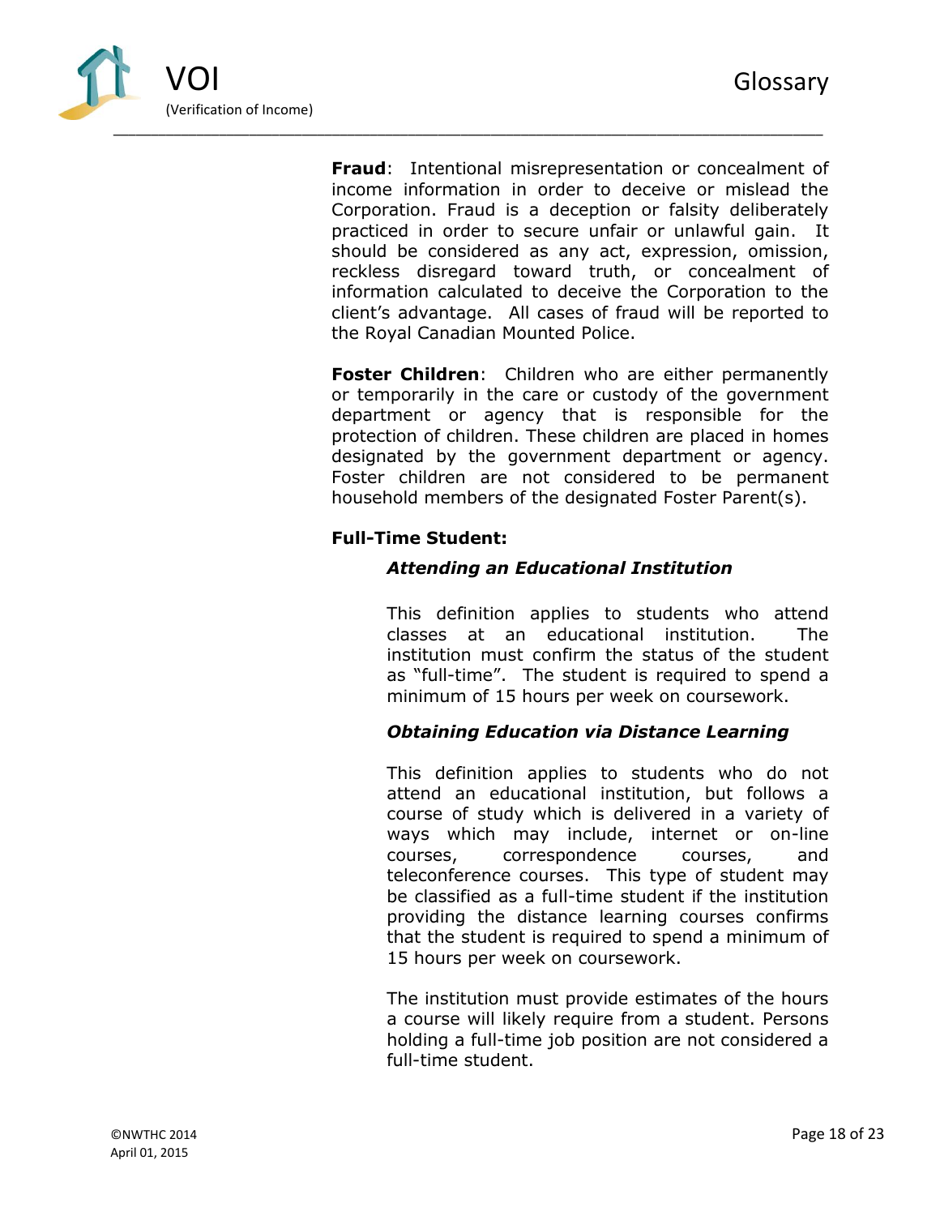**Fraud**: Intentional misrepresentation or concealment of income information in order to deceive or mislead the Corporation. Fraud is a deception or falsity deliberately practiced in order to secure unfair or unlawful gain. It should be considered as any act, expression, omission, reckless disregard toward truth, or concealment of information calculated to deceive the Corporation to the client's advantage. All cases of fraud will be reported to the Royal Canadian Mounted Police.

**Foster Children**: Children who are either permanently or temporarily in the care or custody of the government department or agency that is responsible for the protection of children. These children are placed in homes designated by the government department or agency. Foster children are not considered to be permanent household members of the designated Foster Parent(s).

**Full-Time Student:**

***Attending an Educational Institution***

This definition applies to students who attend classes at an educational institution. The institution must confirm the status of the student as "full-time". The student is required to spend a minimum of 15 hours per week on coursework.

***Obtaining Education via Distance Learning***

This definition applies to students who do not attend an educational institution, but follows a course of study which is delivered in a variety of ways which may include, internet or on-line courses, correspondence courses, and teleconference courses. This type of student may be classified as a full-time student if the institution providing the distance learning courses confirms that the student is required to spend a minimum of 15 hours per week on coursework.

The institution must provide estimates of the hours a course will likely require from a student. Persons holding a full-time job position are not considered a full-time student.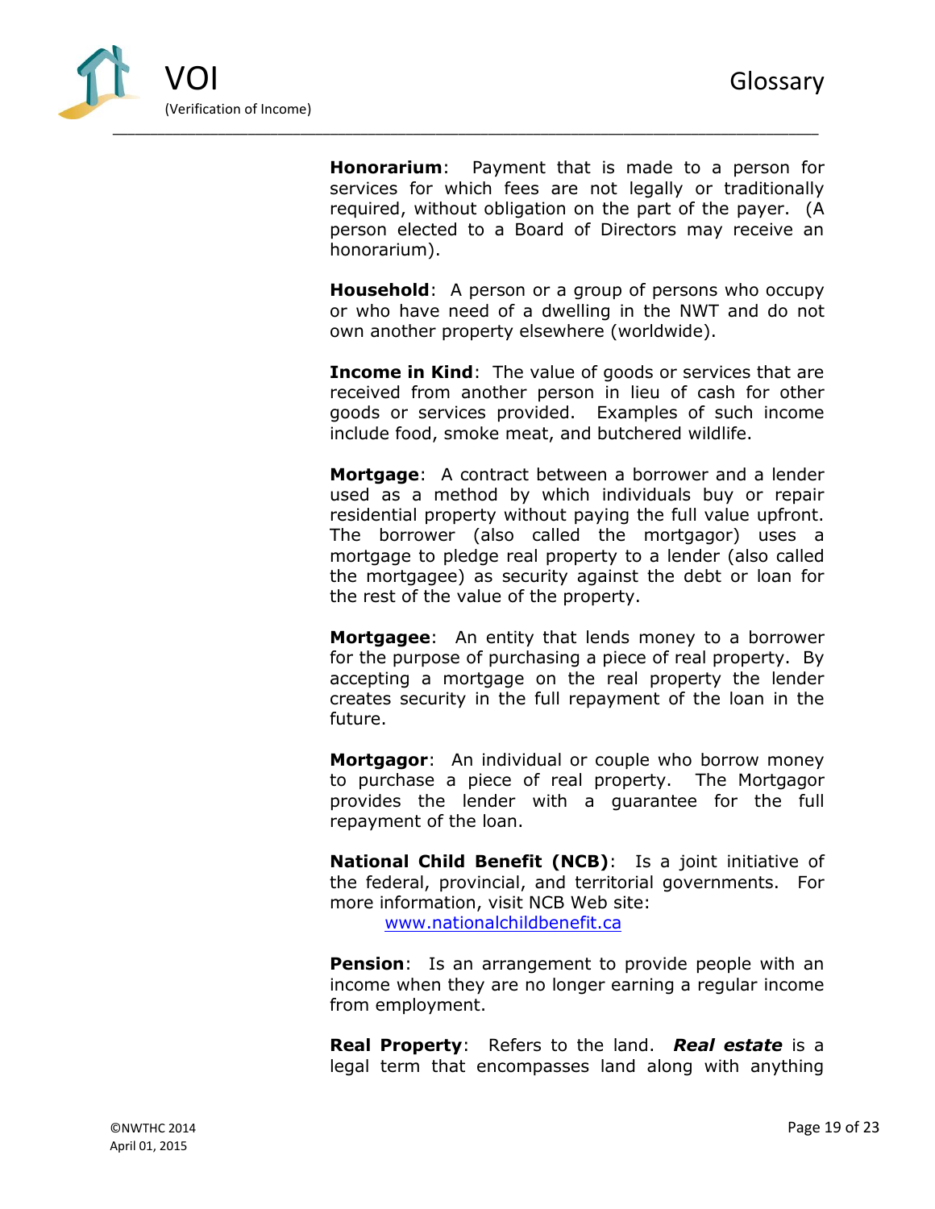**Honorarium**: Payment that is made to a person for services for which fees are not legally or traditionally required, without obligation on the part of the payer. (A person elected to a Board of Directors may receive an honorarium).

**Household**: A person or a group of persons who occupy or who have need of a dwelling in the NWT and do not own another property elsewhere (worldwide).

**Income in Kind**: The value of goods or services that are received from another person in lieu of cash for other goods or services provided. Examples of such income include food, smoke meat, and butchered wildlife.

**Mortgage**: A contract between a borrower and a lender used as a method by which individuals buy or repair residential property without paying the full value upfront. The borrower (also called the mortgagor) uses a mortgage to pledge real property to a lender (also called the mortgagee) as security against the debt or loan for the rest of the value of the property.

**Mortgagee**: An entity that lends money to a borrower for the purpose of purchasing a piece of real property. By accepting a mortgage on the real property the lender creates security in the full repayment of the loan in the future.

**Mortgagor**: An individual or couple who borrow money to purchase a piece of real property. The Mortgagor provides the lender with a guarantee for the full repayment of the loan.

**National Child Benefit (NCB)**: Is a joint initiative of the federal, provincial, and territorial governments. For more information, visit NCB Web site:

[www.nationalchildbenefit.ca](http://www.nationalchildbenefit.ca)

**Pension**: Is an arrangement to provide people with an income when they are no longer earning a regular income from employment.

**Real Property**: Refers to the land. ***Real estate*** is a legal term that encompasses land along with anything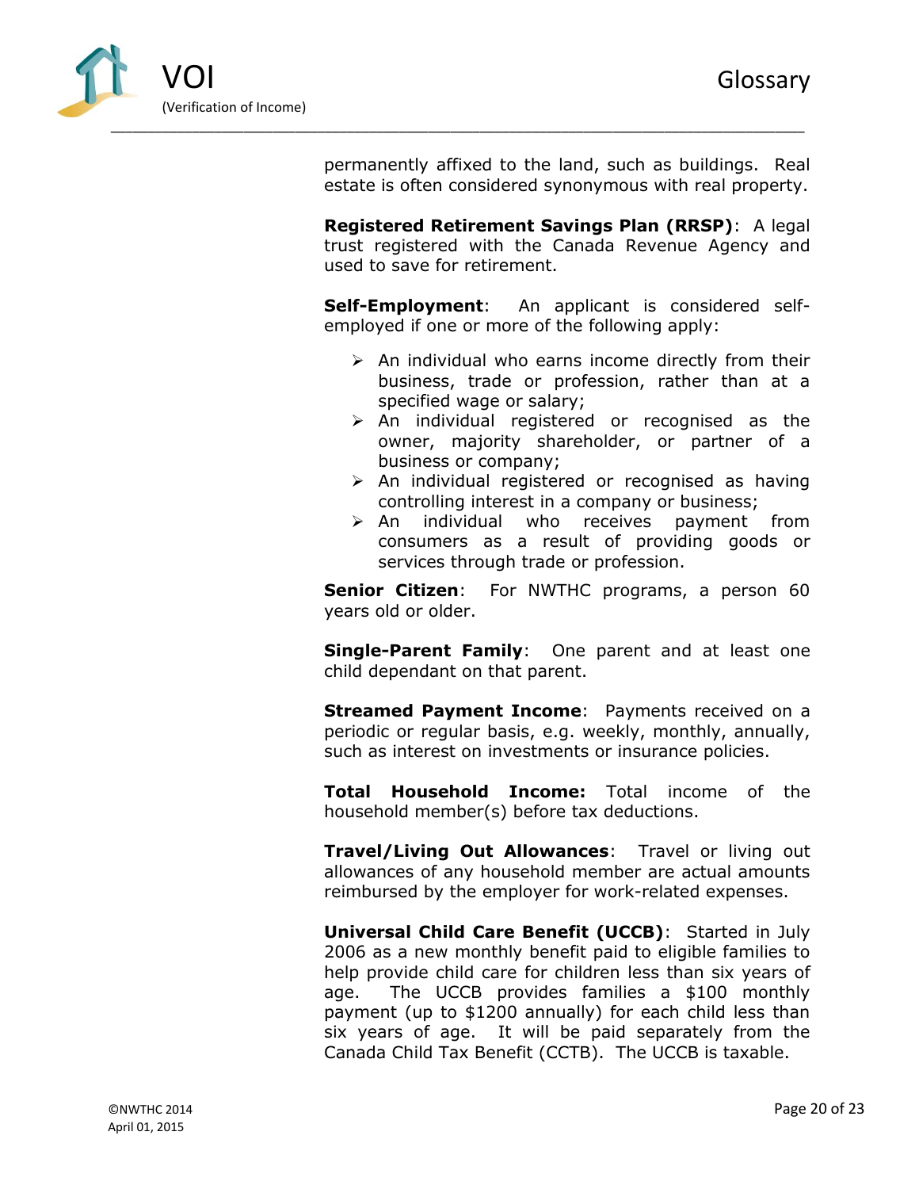permanently affixed to the land, such as buildings. Real estate is often considered synonymous with real property.

**Registered Retirement Savings Plan (RRSP)**: A legal trust registered with the Canada Revenue Agency and used to save for retirement.

**Self-Employment**: An applicant is considered self-employed if one or more of the following apply:

- An individual who earns income directly from their business, trade or profession, rather than at a specified wage or salary;
- An individual registered or recognised as the owner, majority shareholder, or partner of a business or company;
- An individual registered or recognised as having controlling interest in a company or business;
- An individual who receives payment from consumers as a result of providing goods or services through trade or profession.

**Senior Citizen**: For NWTHC programs, a person 60 years old or older.

**Single-Parent Family**: One parent and at least one child dependant on that parent.

**Streamed Payment Income**: Payments received on a periodic or regular basis, e.g. weekly, monthly, annually, such as interest on investments or insurance policies.

**Total Household Income:** Total income of the household member(s) before tax deductions.

**Travel/Living Out Allowances**: Travel or living out allowances of any household member are actual amounts reimbursed by the employer for work-related expenses.

**Universal Child Care Benefit (UCCB)**: Started in July 2006 as a new monthly benefit paid to eligible families to help provide child care for children less than six years of age. The UCCB provides families a $100 monthly payment (up to $1200 annually) for each child less than six years of age. It will be paid separately from the Canada Child Tax Benefit (CCTB). The UCCB is taxable.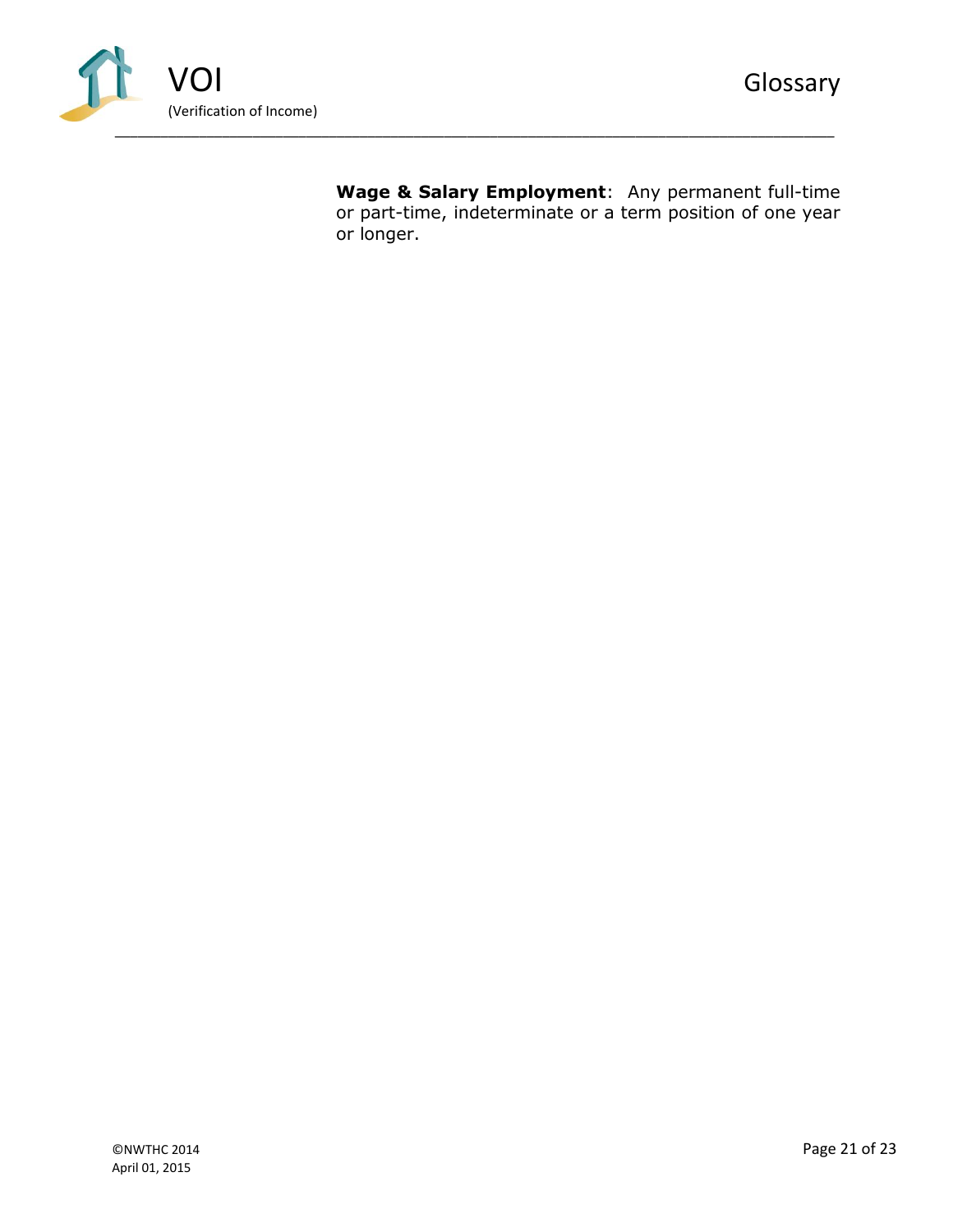**Wage & Salary Employment**: Any permanent full-time or part-time, indeterminate or a term position of one year or longer.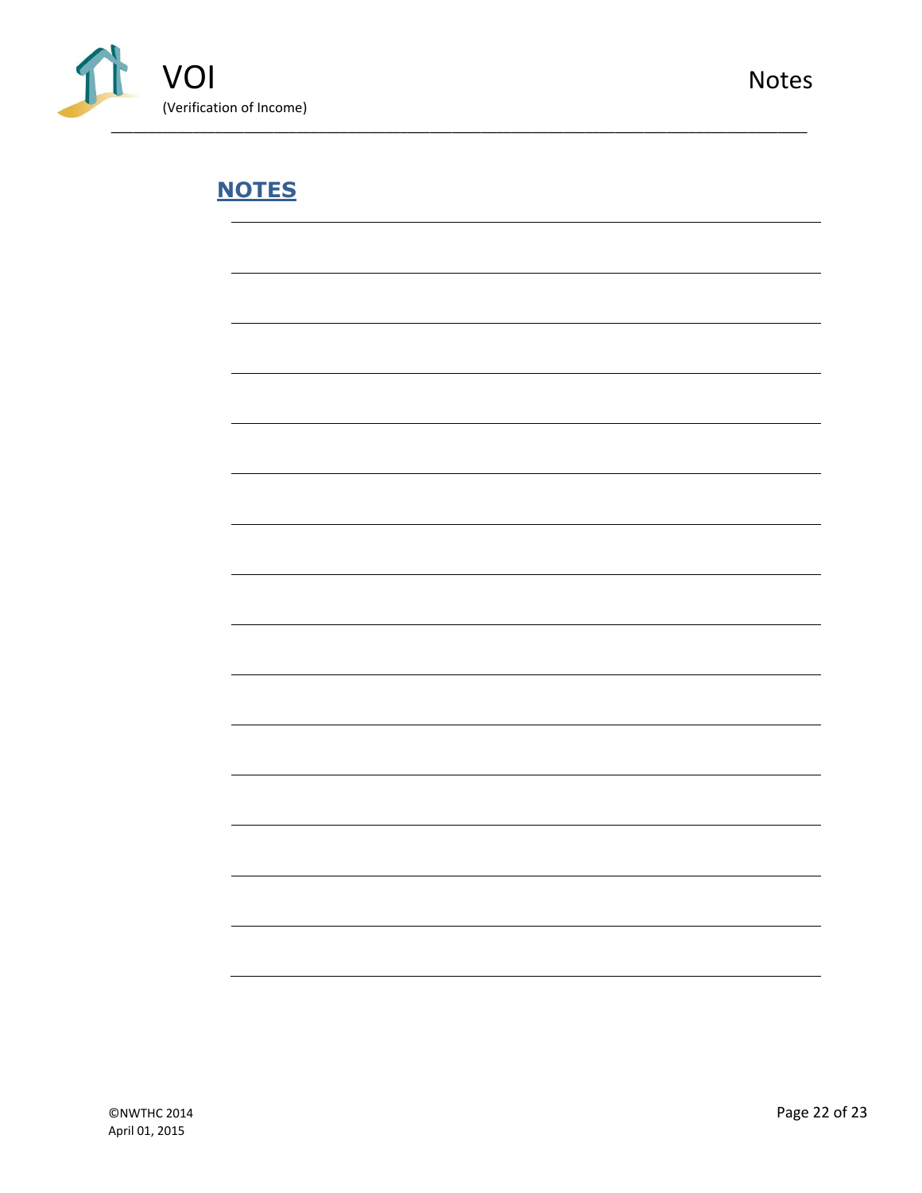## NOTES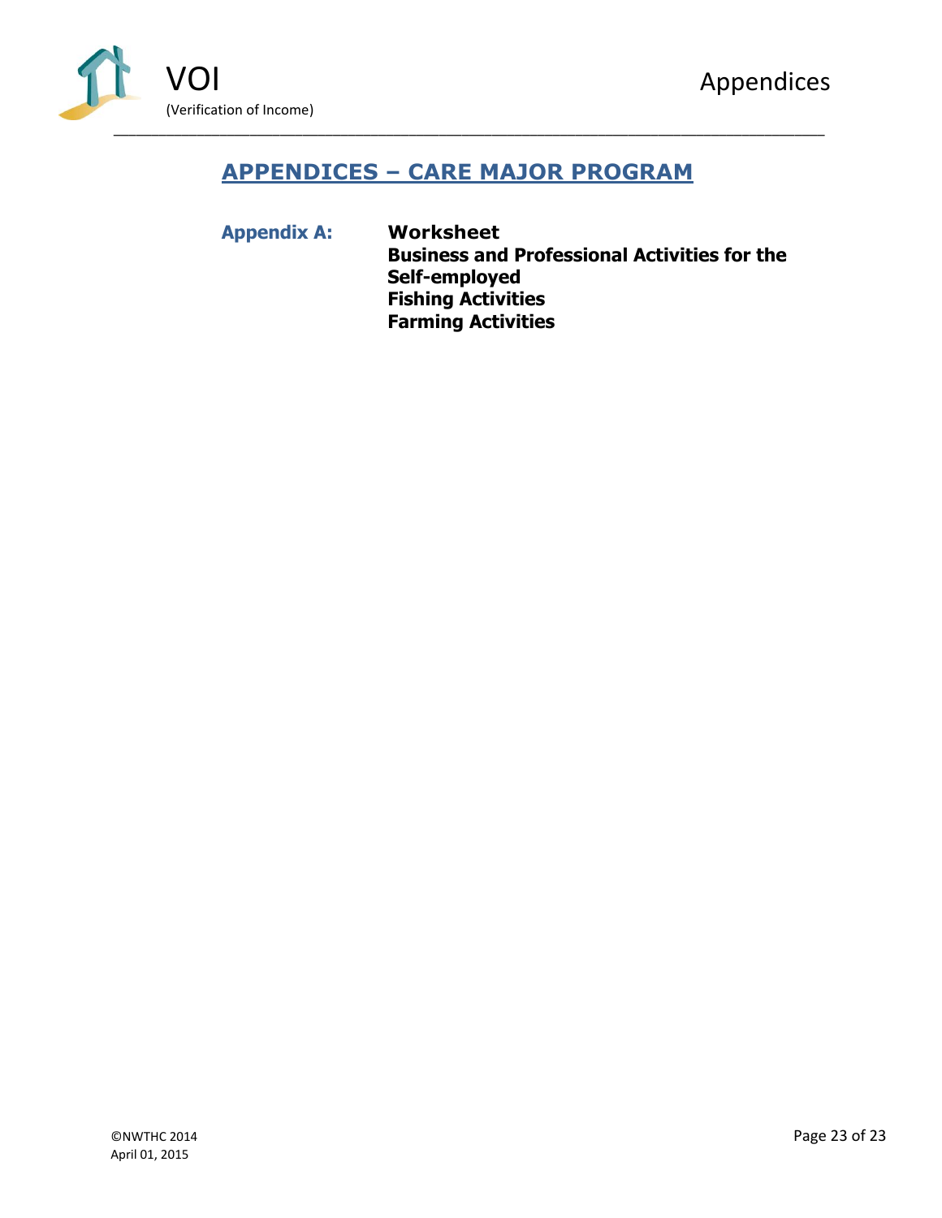## APPENDICES – CARE MAJOR PROGRAM

**Appendix A:** **Worksheet**
**Business and Professional Activities for the Self-employed**
**Fishing Activities**
**Farming Activities**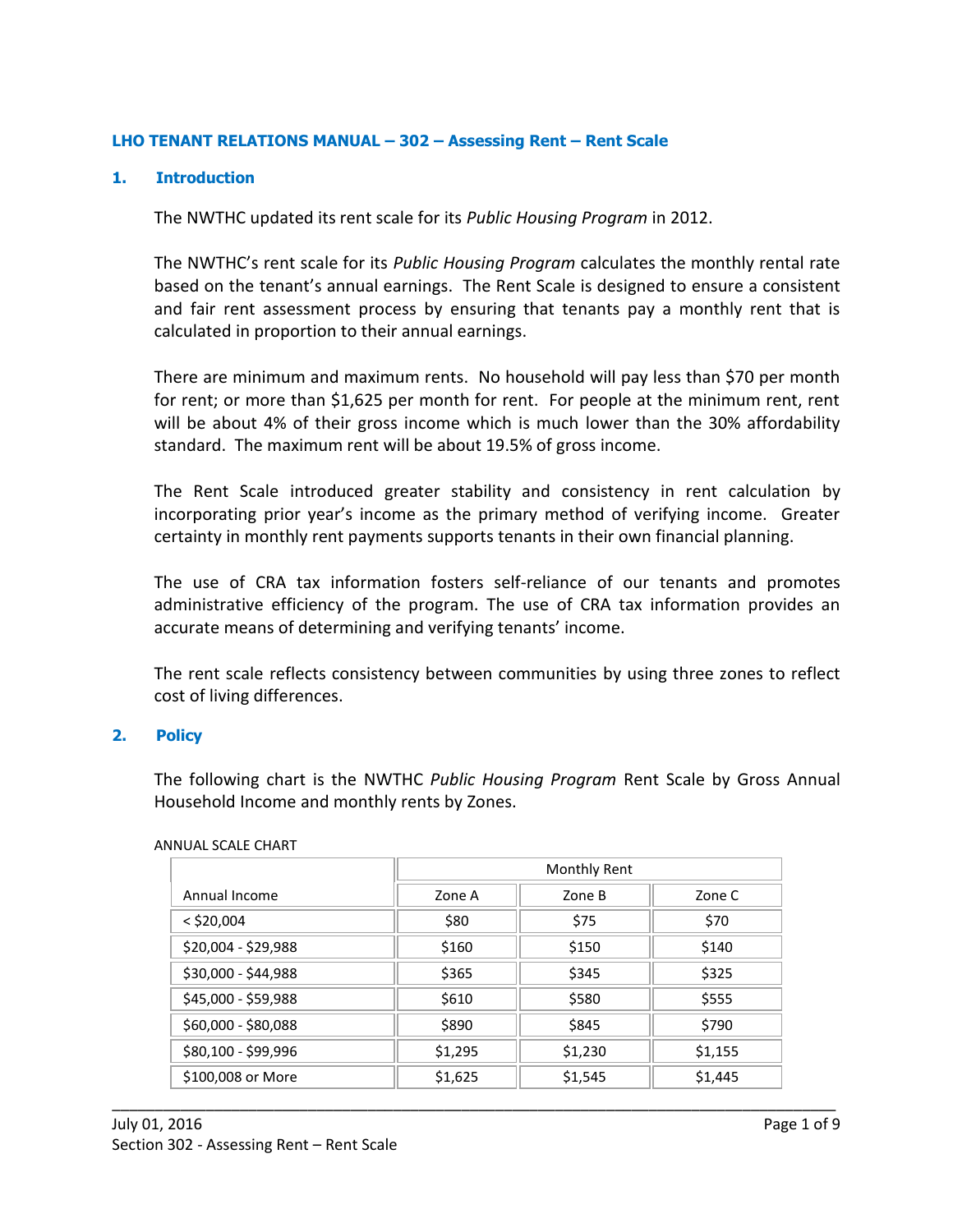## LHO TENANT RELATIONS MANUAL – 302 – Assessing Rent – Rent Scale

### 1. Introduction

The NWTHC updated its rent scale for its *Public Housing Program* in 2012.

The NWTHC's rent scale for its *Public Housing Program* calculates the monthly rental rate based on the tenant's annual earnings. The Rent Scale is designed to ensure a consistent and fair rent assessment process by ensuring that tenants pay a monthly rent that is calculated in proportion to their annual earnings.

There are minimum and maximum rents. No household will pay less than $70 per month for rent; or more than $1,625 per month for rent. For people at the minimum rent, rent will be about 4% of their gross income which is much lower than the 30% affordability standard. The maximum rent will be about 19.5% of gross income.

The Rent Scale introduced greater stability and consistency in rent calculation by incorporating prior year's income as the primary method of verifying income. Greater certainty in monthly rent payments supports tenants in their own financial planning.

The use of CRA tax information fosters self-reliance of our tenants and promotes administrative efficiency of the program. The use of CRA tax information provides an accurate means of determining and verifying tenants' income.

The rent scale reflects consistency between communities by using three zones to reflect cost of living differences.

### 2. Policy

The following chart is the NWTHC *Public Housing Program* Rent Scale by Gross Annual Household Income and monthly rents by Zones.

ANNUAL SCALE CHART

| | Monthly Rent | | |
|---|---|---|---|
| Annual Income | Zone A | Zone B | Zone C |
| < $20,004 | $80 | $75 | $70 |
| $20,004 - $29,988 | $160 | $150 | $140 |
| $30,000 - $44,988 | $365 | $345 | $325 |
| $45,000 - $59,988 | $610 | $580 | $555 |
| $60,000 - $80,088 | $890 | $845 | $790 |
| $80,100 - $99,996 | $1,295 | $1,230 | $1,155 |
| $100,008 or More | $1,625 | $1,545 | $1,445 |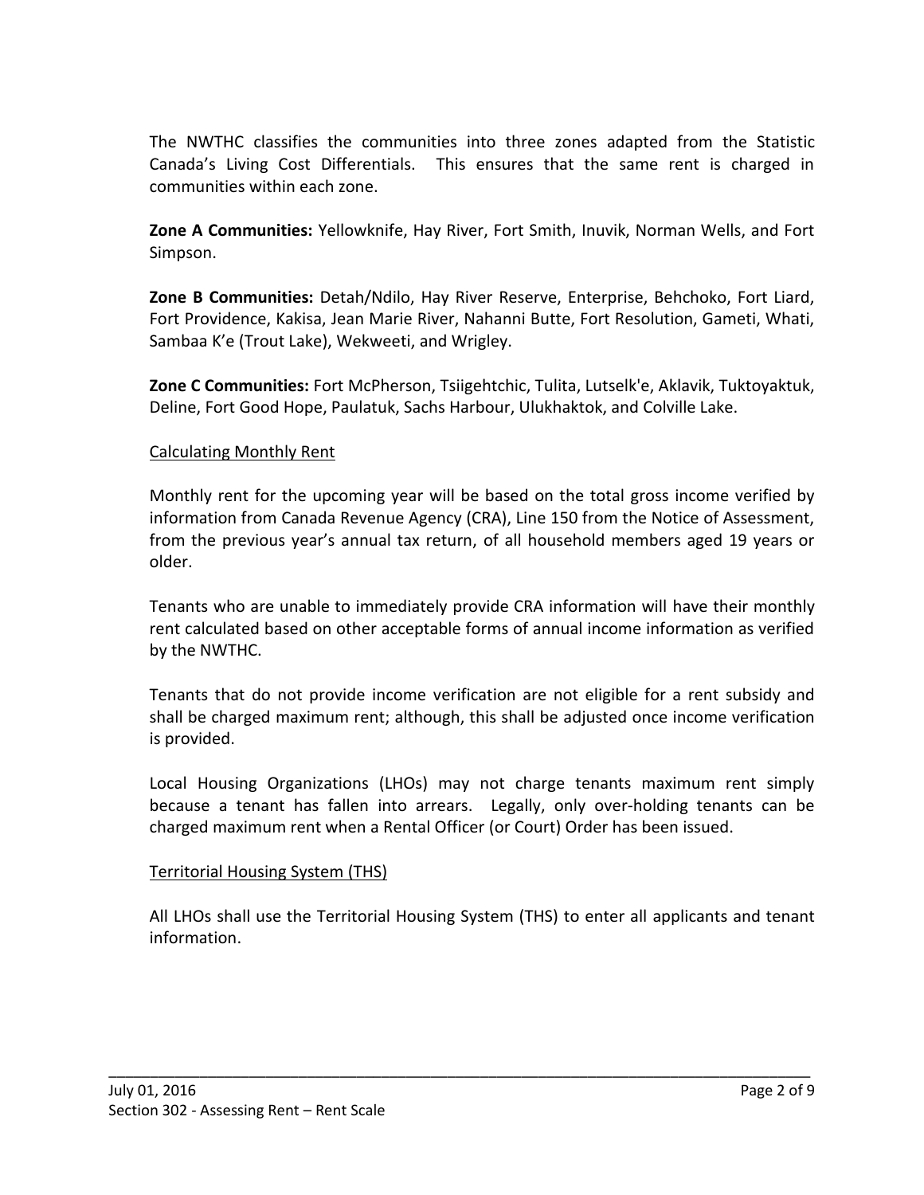The NWTHC classifies the communities into three zones adapted from the Statistic Canada's Living Cost Differentials. This ensures that the same rent is charged in communities within each zone.

**Zone A Communities:** Yellowknife, Hay River, Fort Smith, Inuvik, Norman Wells, and Fort Simpson.

**Zone B Communities:** Detah/Ndilo, Hay River Reserve, Enterprise, Behchoko, Fort Liard, Fort Providence, Kakisa, Jean Marie River, Nahanni Butte, Fort Resolution, Gameti, Whati, Sambaa K'e (Trout Lake), Wekweeti, and Wrigley.

**Zone C Communities:** Fort McPherson, Tsiigehtchic, Tulita, Lutselk'e, Aklavik, Tuktoyaktuk, Deline, Fort Good Hope, Paulatuk, Sachs Harbour, Ulukhaktok, and Colville Lake.

## Calculating Monthly Rent

Monthly rent for the upcoming year will be based on the total gross income verified by information from Canada Revenue Agency (CRA), Line 150 from the Notice of Assessment, from the previous year's annual tax return, of all household members aged 19 years or older.

Tenants who are unable to immediately provide CRA information will have their monthly rent calculated based on other acceptable forms of annual income information as verified by the NWTHC.

Tenants that do not provide income verification are not eligible for a rent subsidy and shall be charged maximum rent; although, this shall be adjusted once income verification is provided.

Local Housing Organizations (LHOs) may not charge tenants maximum rent simply because a tenant has fallen into arrears. Legally, only over-holding tenants can be charged maximum rent when a Rental Officer (or Court) Order has been issued.

## Territorial Housing System (THS)

All LHOs shall use the Territorial Housing System (THS) to enter all applicants and tenant information.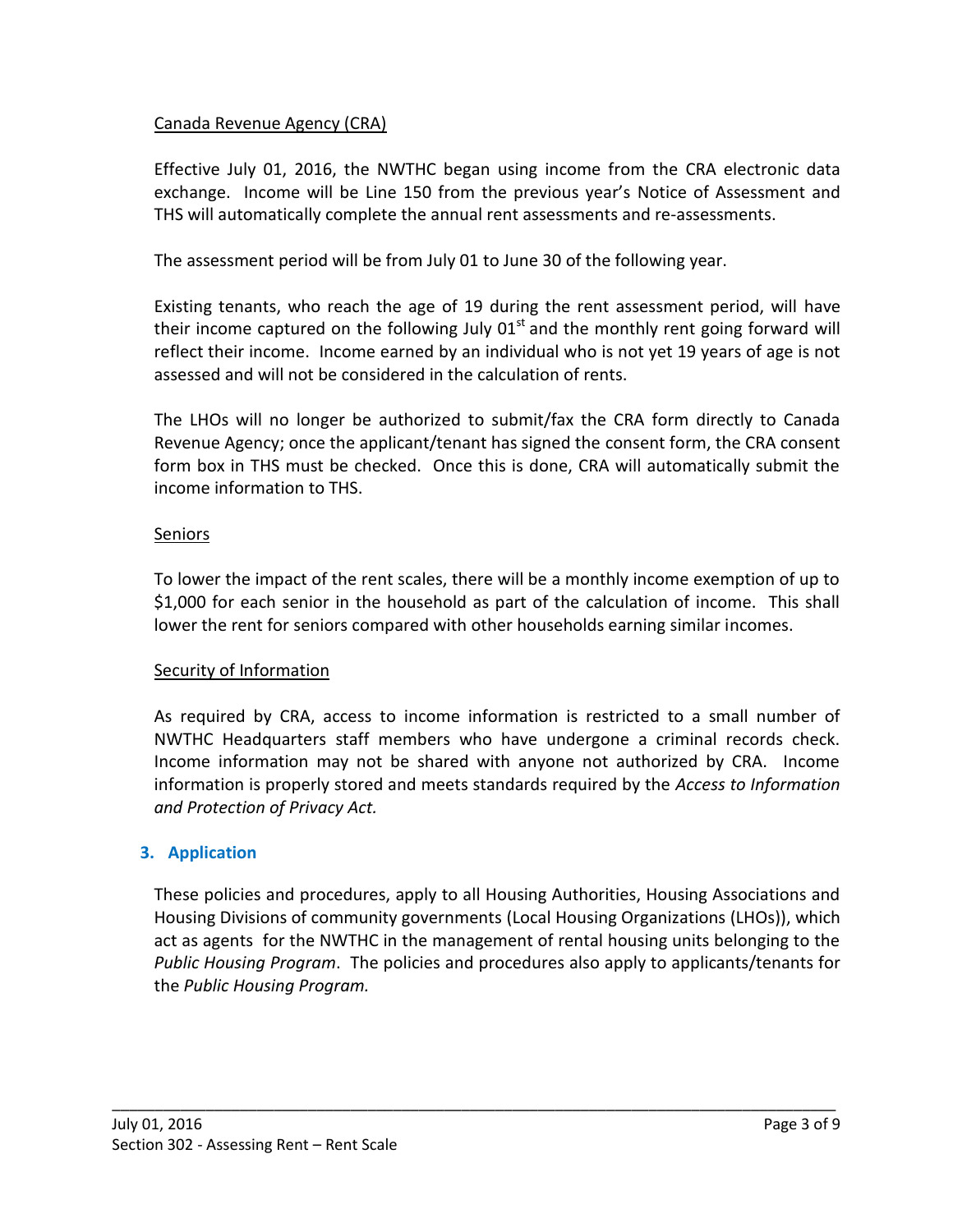Canada Revenue Agency (CRA)

Effective July 01, 2016, the NWTHC began using income from the CRA electronic data exchange. Income will be Line 150 from the previous year's Notice of Assessment and THS will automatically complete the annual rent assessments and re-assessments.

The assessment period will be from July 01 to June 30 of the following year.

Existing tenants, who reach the age of 19 during the rent assessment period, will have their income captured on the following July 01st and the monthly rent going forward will reflect their income. Income earned by an individual who is not yet 19 years of age is not assessed and will not be considered in the calculation of rents.

The LHOs will no longer be authorized to submit/fax the CRA form directly to Canada Revenue Agency; once the applicant/tenant has signed the consent form, the CRA consent form box in THS must be checked. Once this is done, CRA will automatically submit the income information to THS.

Seniors

To lower the impact of the rent scales, there will be a monthly income exemption of up to $1,000 for each senior in the household as part of the calculation of income. This shall lower the rent for seniors compared with other households earning similar incomes.

Security of Information

As required by CRA, access to income information is restricted to a small number of NWTHC Headquarters staff members who have undergone a criminal records check. Income information may not be shared with anyone not authorized by CRA. Income information is properly stored and meets standards required by the *Access to Information and Protection of Privacy Act.*

## 3. Application

These policies and procedures, apply to all Housing Authorities, Housing Associations and Housing Divisions of community governments (Local Housing Organizations (LHOs)), which act as agents for the NWTHC in the management of rental housing units belonging to the *Public Housing Program*. The policies and procedures also apply to applicants/tenants for the *Public Housing Program.*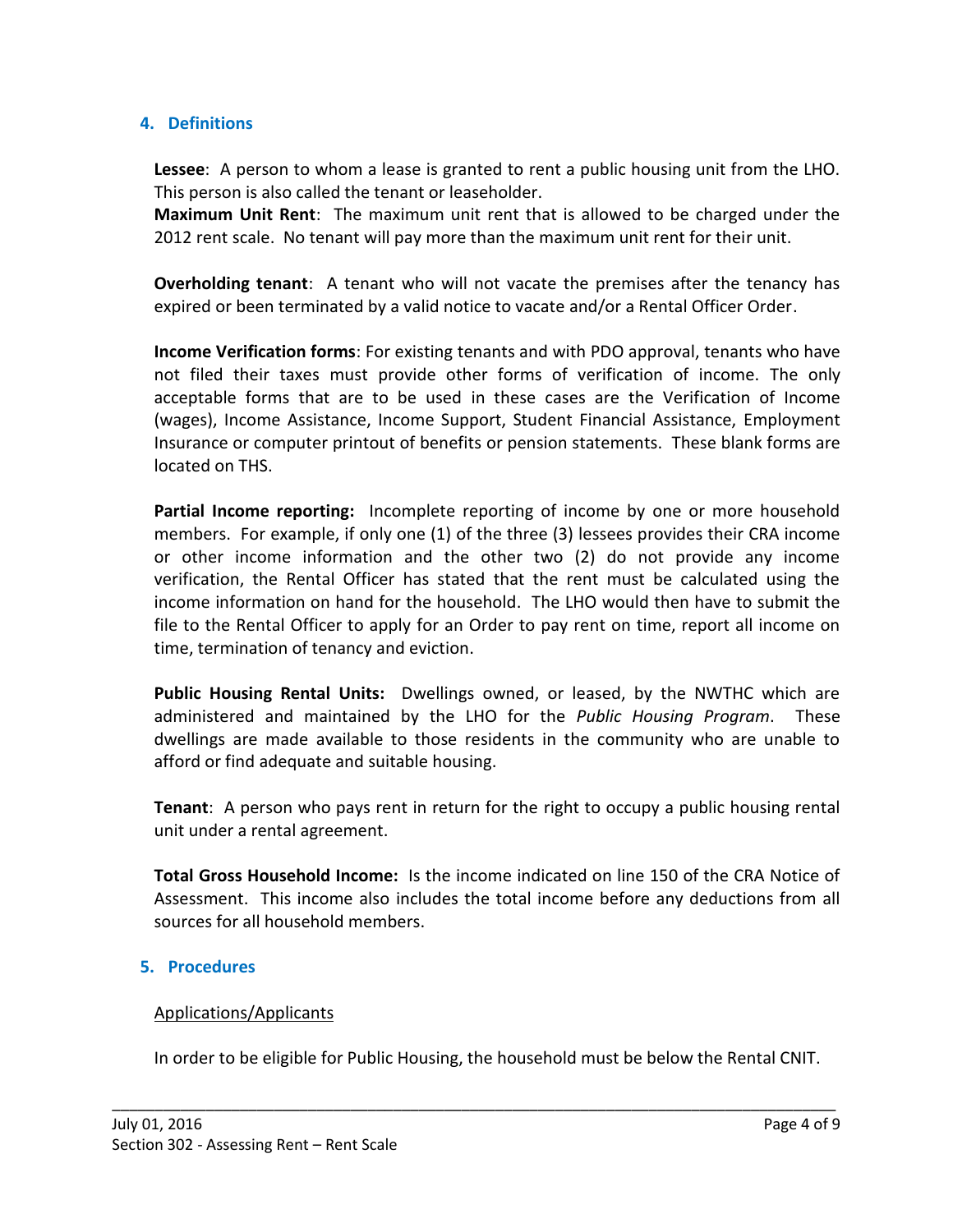## 4. Definitions

**Lessee**: A person to whom a lease is granted to rent a public housing unit from the LHO. This person is also called the tenant or leaseholder.
**Maximum Unit Rent**: The maximum unit rent that is allowed to be charged under the 2012 rent scale. No tenant will pay more than the maximum unit rent for their unit.

**Overholding tenant**: A tenant who will not vacate the premises after the tenancy has expired or been terminated by a valid notice to vacate and/or a Rental Officer Order.

**Income Verification forms**: For existing tenants and with PDO approval, tenants who have not filed their taxes must provide other forms of verification of income. The only acceptable forms that are to be used in these cases are the Verification of Income (wages), Income Assistance, Income Support, Student Financial Assistance, Employment Insurance or computer printout of benefits or pension statements. These blank forms are located on THS.

**Partial Income reporting:** Incomplete reporting of income by one or more household members. For example, if only one (1) of the three (3) lessees provides their CRA income or other income information and the other two (2) do not provide any income verification, the Rental Officer has stated that the rent must be calculated using the income information on hand for the household. The LHO would then have to submit the file to the Rental Officer to apply for an Order to pay rent on time, report all income on time, termination of tenancy and eviction.

**Public Housing Rental Units:** Dwellings owned, or leased, by the NWTHC which are administered and maintained by the LHO for the *Public Housing Program*. These dwellings are made available to those residents in the community who are unable to afford or find adequate and suitable housing.

**Tenant**: A person who pays rent in return for the right to occupy a public housing rental unit under a rental agreement.

**Total Gross Household Income:** Is the income indicated on line 150 of the CRA Notice of Assessment. This income also includes the total income before any deductions from all sources for all household members.

## 5. Procedures

Applications/Applicants

In order to be eligible for Public Housing, the household must be below the Rental CNIT.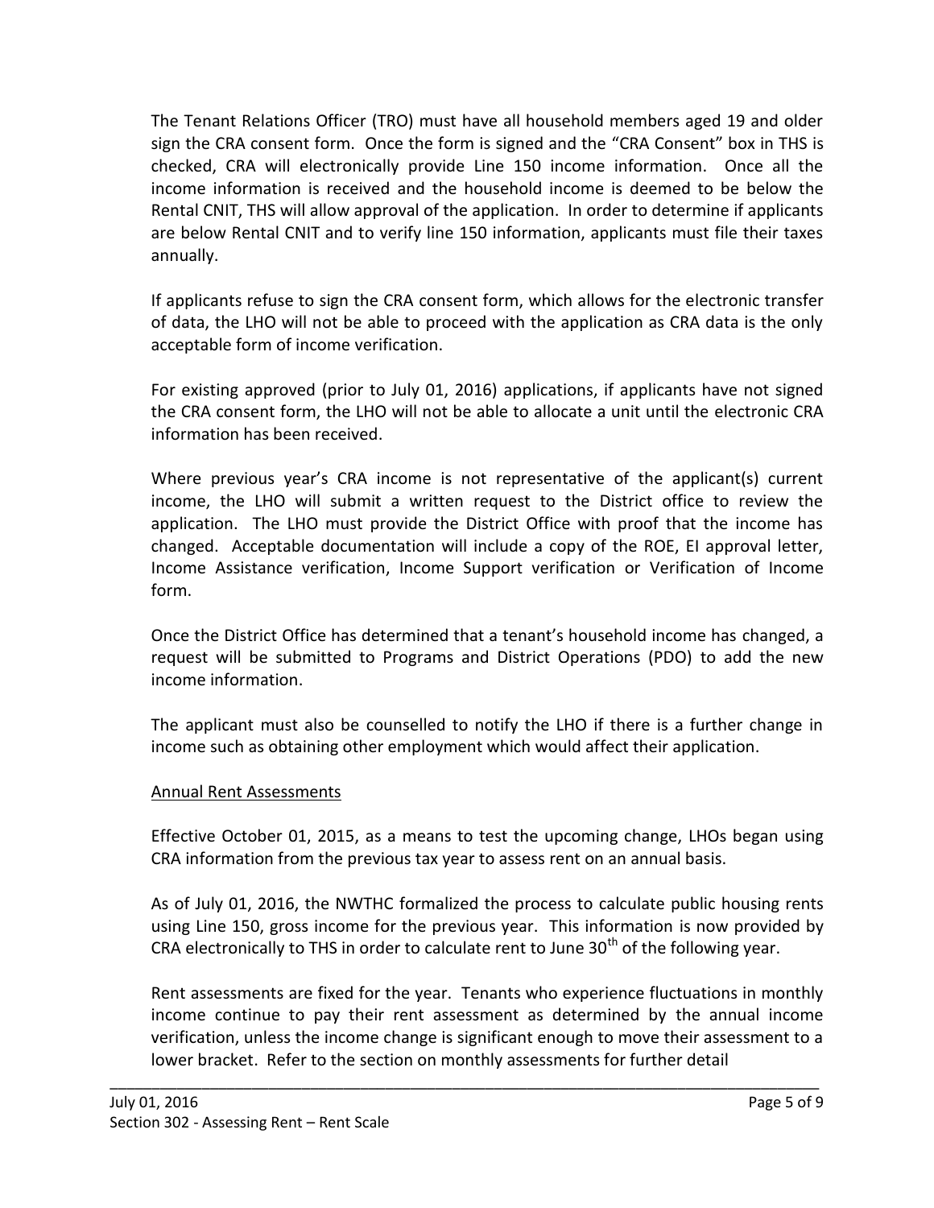The Tenant Relations Officer (TRO) must have all household members aged 19 and older sign the CRA consent form. Once the form is signed and the "CRA Consent" box in THS is checked, CRA will electronically provide Line 150 income information. Once all the income information is received and the household income is deemed to be below the Rental CNIT, THS will allow approval of the application. In order to determine if applicants are below Rental CNIT and to verify line 150 information, applicants must file their taxes annually.

If applicants refuse to sign the CRA consent form, which allows for the electronic transfer of data, the LHO will not be able to proceed with the application as CRA data is the only acceptable form of income verification.

For existing approved (prior to July 01, 2016) applications, if applicants have not signed the CRA consent form, the LHO will not be able to allocate a unit until the electronic CRA information has been received.

Where previous year's CRA income is not representative of the applicant(s) current income, the LHO will submit a written request to the District office to review the application. The LHO must provide the District Office with proof that the income has changed. Acceptable documentation will include a copy of the ROE, EI approval letter, Income Assistance verification, Income Support verification or Verification of Income form.

Once the District Office has determined that a tenant's household income has changed, a request will be submitted to Programs and District Operations (PDO) to add the new income information.

The applicant must also be counselled to notify the LHO if there is a further change in income such as obtaining other employment which would affect their application.

## Annual Rent Assessments

Effective October 01, 2015, as a means to test the upcoming change, LHOs began using CRA information from the previous tax year to assess rent on an annual basis.

As of July 01, 2016, the NWTHC formalized the process to calculate public housing rents using Line 150, gross income for the previous year. This information is now provided by CRA electronically to THS in order to calculate rent to June 30th of the following year.

Rent assessments are fixed for the year. Tenants who experience fluctuations in monthly income continue to pay their rent assessment as determined by the annual income verification, unless the income change is significant enough to move their assessment to a lower bracket. Refer to the section on monthly assessments for further detail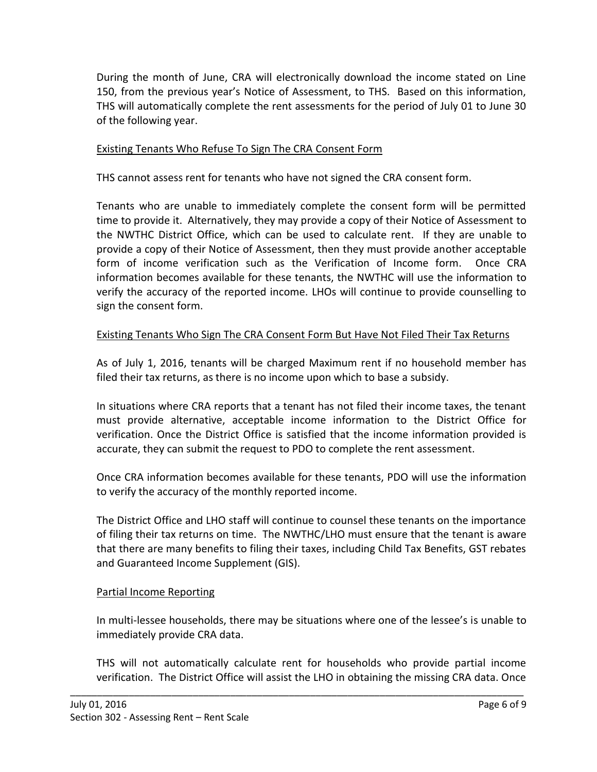During the month of June, CRA will electronically download the income stated on Line 150, from the previous year's Notice of Assessment, to THS. Based on this information, THS will automatically complete the rent assessments for the period of July 01 to June 30 of the following year.

<u>Existing Tenants Who Refuse To Sign The CRA Consent Form</u>

THS cannot assess rent for tenants who have not signed the CRA consent form.

Tenants who are unable to immediately complete the consent form will be permitted time to provide it. Alternatively, they may provide a copy of their Notice of Assessment to the NWTHC District Office, which can be used to calculate rent. If they are unable to provide a copy of their Notice of Assessment, then they must provide another acceptable form of income verification such as the Verification of Income form. Once CRA information becomes available for these tenants, the NWTHC will use the information to verify the accuracy of the reported income. LHOs will continue to provide counselling to sign the consent form.

<u>Existing Tenants Who Sign The CRA Consent Form But Have Not Filed Their Tax Returns</u>

As of July 1, 2016, tenants will be charged Maximum rent if no household member has filed their tax returns, as there is no income upon which to base a subsidy.

In situations where CRA reports that a tenant has not filed their income taxes, the tenant must provide alternative, acceptable income information to the District Office for verification. Once the District Office is satisfied that the income information provided is accurate, they can submit the request to PDO to complete the rent assessment.

Once CRA information becomes available for these tenants, PDO will use the information to verify the accuracy of the monthly reported income.

The District Office and LHO staff will continue to counsel these tenants on the importance of filing their tax returns on time. The NWTHC/LHO must ensure that the tenant is aware that there are many benefits to filing their taxes, including Child Tax Benefits, GST rebates and Guaranteed Income Supplement (GIS).

<u>Partial Income Reporting</u>

In multi-lessee households, there may be situations where one of the lessee's is unable to immediately provide CRA data.

THS will not automatically calculate rent for households who provide partial income verification. The District Office will assist the LHO in obtaining the missing CRA data. Once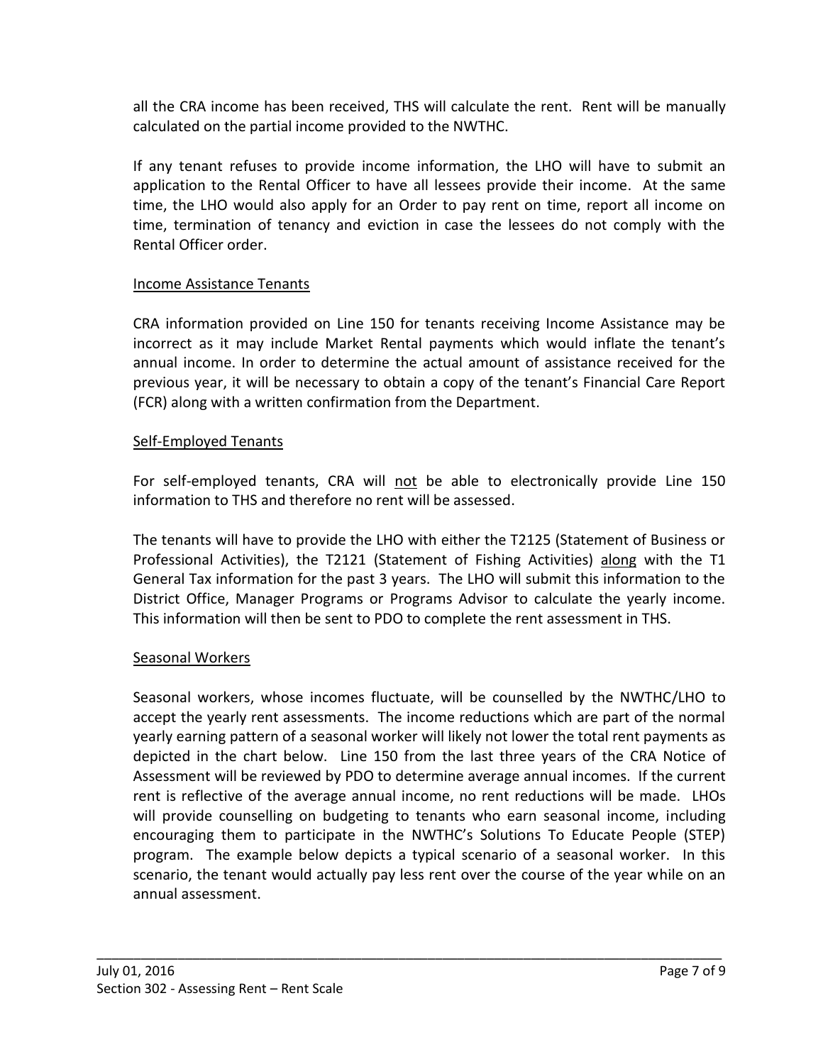all the CRA income has been received, THS will calculate the rent. Rent will be manually calculated on the partial income provided to the NWTHC.

If any tenant refuses to provide income information, the LHO will have to submit an application to the Rental Officer to have all lessees provide their income. At the same time, the LHO would also apply for an Order to pay rent on time, report all income on time, termination of tenancy and eviction in case the lessees do not comply with the Rental Officer order.

### Income Assistance Tenants

CRA information provided on Line 150 for tenants receiving Income Assistance may be incorrect as it may include Market Rental payments which would inflate the tenant's annual income. In order to determine the actual amount of assistance received for the previous year, it will be necessary to obtain a copy of the tenant's Financial Care Report (FCR) along with a written confirmation from the Department.

### Self-Employed Tenants

For self-employed tenants, CRA will not be able to electronically provide Line 150 information to THS and therefore no rent will be assessed.

The tenants will have to provide the LHO with either the T2125 (Statement of Business or Professional Activities), the T2121 (Statement of Fishing Activities) along with the T1 General Tax information for the past 3 years. The LHO will submit this information to the District Office, Manager Programs or Programs Advisor to calculate the yearly income. This information will then be sent to PDO to complete the rent assessment in THS.

### Seasonal Workers

Seasonal workers, whose incomes fluctuate, will be counselled by the NWTHC/LHO to accept the yearly rent assessments. The income reductions which are part of the normal yearly earning pattern of a seasonal worker will likely not lower the total rent payments as depicted in the chart below. Line 150 from the last three years of the CRA Notice of Assessment will be reviewed by PDO to determine average annual incomes. If the current rent is reflective of the average annual income, no rent reductions will be made. LHOs will provide counselling on budgeting to tenants who earn seasonal income, including encouraging them to participate in the NWTHC's Solutions To Educate People (STEP) program. The example below depicts a typical scenario of a seasonal worker. In this scenario, the tenant would actually pay less rent over the course of the year while on an annual assessment.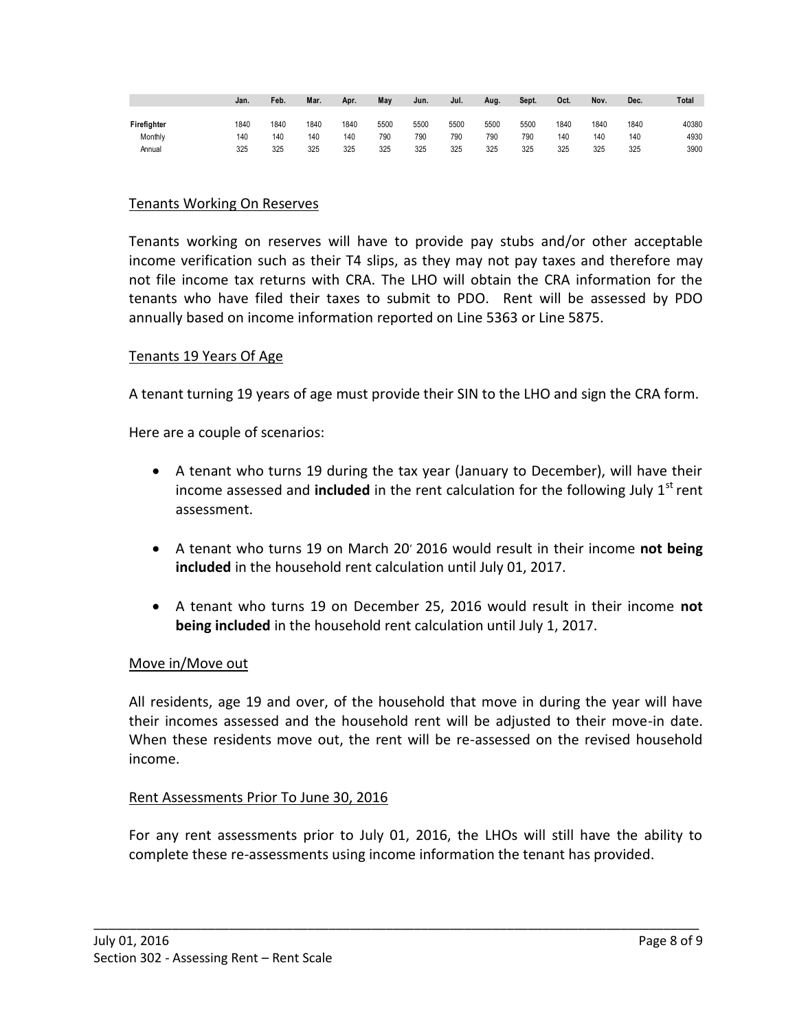|  | Jan. | Feb. | Mar. | Apr. | May | Jun. | Jul. | Aug. | Sept. | Oct. | Nov. | Dec. | Total |
| --- | --- | --- | --- | --- | --- | --- | --- | --- | --- | --- | --- | --- | --- |
| Firefighter | 1840 | 1840 | 1840 | 1840 | 5500 | 5500 | 5500 | 5500 | 5500 | 1840 | 1840 | 1840 | 40380 |
| Monthly | 140 | 140 | 140 | 140 | 790 | 790 | 790 | 790 | 790 | 140 | 140 | 140 | 4930 |
| Annual | 325 | 325 | 325 | 325 | 325 | 325 | 325 | 325 | 325 | 325 | 325 | 325 | 3900 |

Tenants Working On Reserves

Tenants working on reserves will have to provide pay stubs and/or other acceptable income verification such as their T4 slips, as they may not pay taxes and therefore may not file income tax returns with CRA. The LHO will obtain the CRA information for the tenants who have filed their taxes to submit to PDO. Rent will be assessed by PDO annually based on income information reported on Line 5363 or Line 5875.

Tenants 19 Years Of Age

A tenant turning 19 years of age must provide their SIN to the LHO and sign the CRA form.

Here are a couple of scenarios:

- A tenant who turns 19 during the tax year (January to December), will have their income assessed and **included** in the rent calculation for the following July 1st rent assessment.
- A tenant who turns 19 on March 20, 2016 would result in their income **not being included** in the household rent calculation until July 01, 2017.
- A tenant who turns 19 on December 25, 2016 would result in their income **not being included** in the household rent calculation until July 1, 2017.

Move in/Move out

All residents, age 19 and over, of the household that move in during the year will have their incomes assessed and the household rent will be adjusted to their move-in date. When these residents move out, the rent will be re-assessed on the revised household income.

Rent Assessments Prior To June 30, 2016

For any rent assessments prior to July 01, 2016, the LHOs will still have the ability to complete these re-assessments using income information the tenant has provided.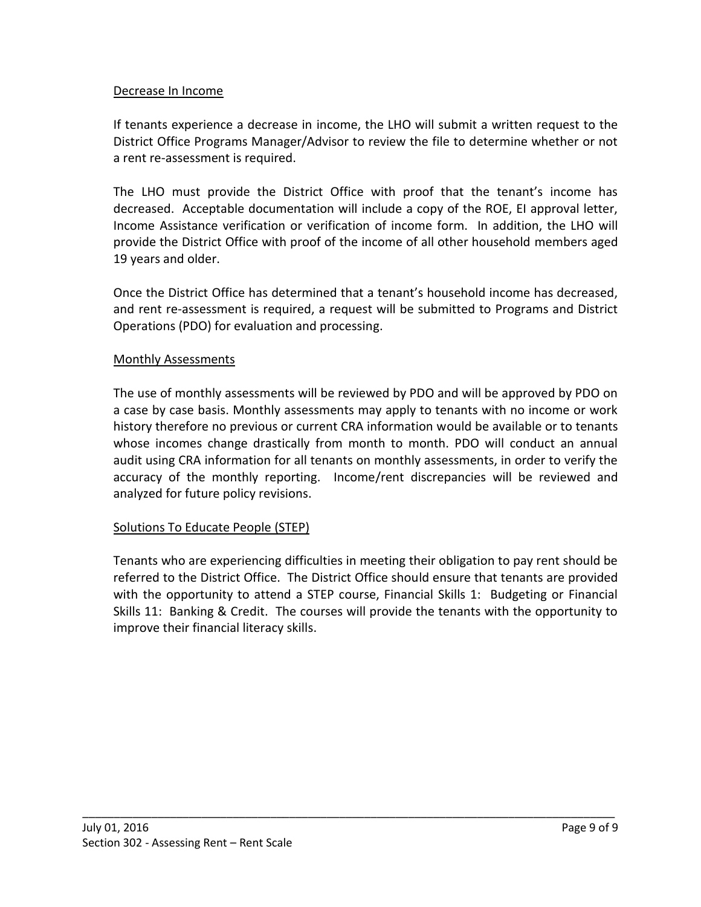### Decrease In Income

If tenants experience a decrease in income, the LHO will submit a written request to the District Office Programs Manager/Advisor to review the file to determine whether or not a rent re-assessment is required.

The LHO must provide the District Office with proof that the tenant's income has decreased. Acceptable documentation will include a copy of the ROE, EI approval letter, Income Assistance verification or verification of income form. In addition, the LHO will provide the District Office with proof of the income of all other household members aged 19 years and older.

Once the District Office has determined that a tenant's household income has decreased, and rent re-assessment is required, a request will be submitted to Programs and District Operations (PDO) for evaluation and processing.

### Monthly Assessments

The use of monthly assessments will be reviewed by PDO and will be approved by PDO on a case by case basis. Monthly assessments may apply to tenants with no income or work history therefore no previous or current CRA information would be available or to tenants whose incomes change drastically from month to month. PDO will conduct an annual audit using CRA information for all tenants on monthly assessments, in order to verify the accuracy of the monthly reporting. Income/rent discrepancies will be reviewed and analyzed for future policy revisions.

### Solutions To Educate People (STEP)

Tenants who are experiencing difficulties in meeting their obligation to pay rent should be referred to the District Office. The District Office should ensure that tenants are provided with the opportunity to attend a STEP course, Financial Skills 1: Budgeting or Financial Skills 11: Banking & Credit. The courses will provide the tenants with the opportunity to improve their financial literacy skills.